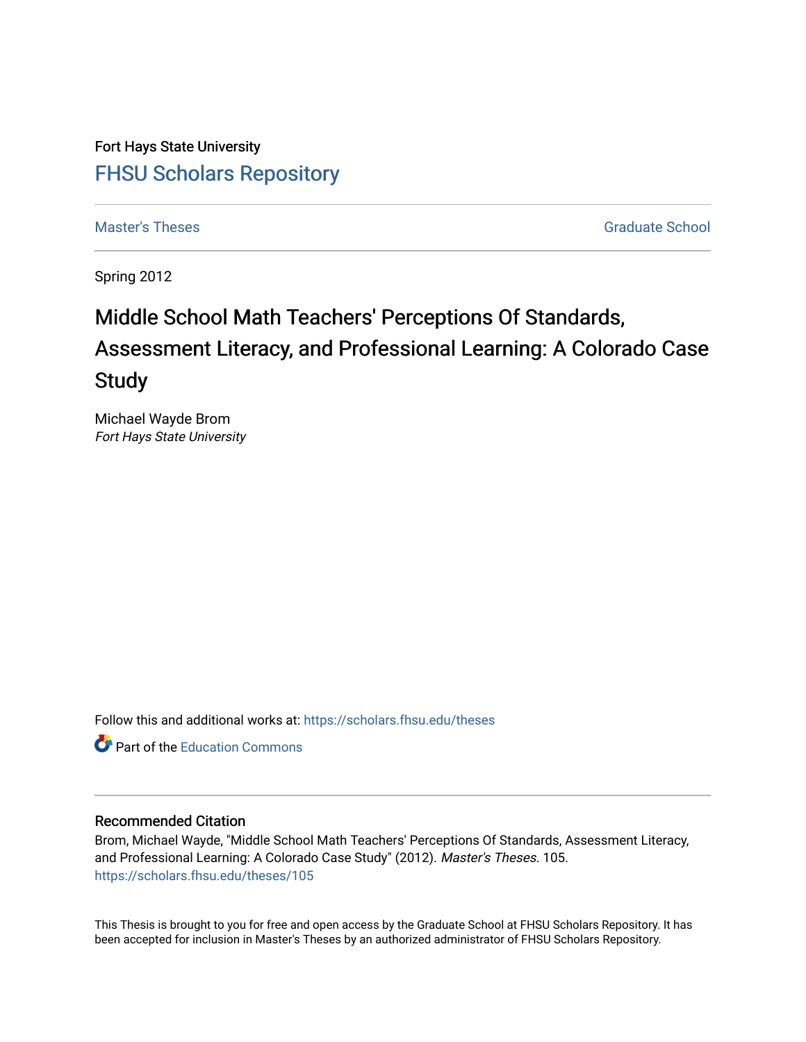Fort Hays State University

[FHSU Scholars Repository](https://scholars.fhsu.edu/)

Master's Theses | Graduate School

Spring 2012

# Middle School Math Teachers' Perceptions Of Standards, Assessment Literacy, and Professional Learning: A Colorado Case Study

Michael Wayde Brom
*Fort Hays State University*

Follow this and additional works at: https://scholars.fhsu.edu/theses

Part of the Education Commons

## Recommended Citation

Brom, Michael Wayde, "Middle School Math Teachers' Perceptions Of Standards, Assessment Literacy, and Professional Learning: A Colorado Case Study" (2012). *Master's Theses*. 105.
https://scholars.fhsu.edu/theses/105

This Thesis is brought to you for free and open access by the Graduate School at FHSU Scholars Repository. It has been accepted for inclusion in Master's Theses by an authorized administrator of FHSU Scholars Repository.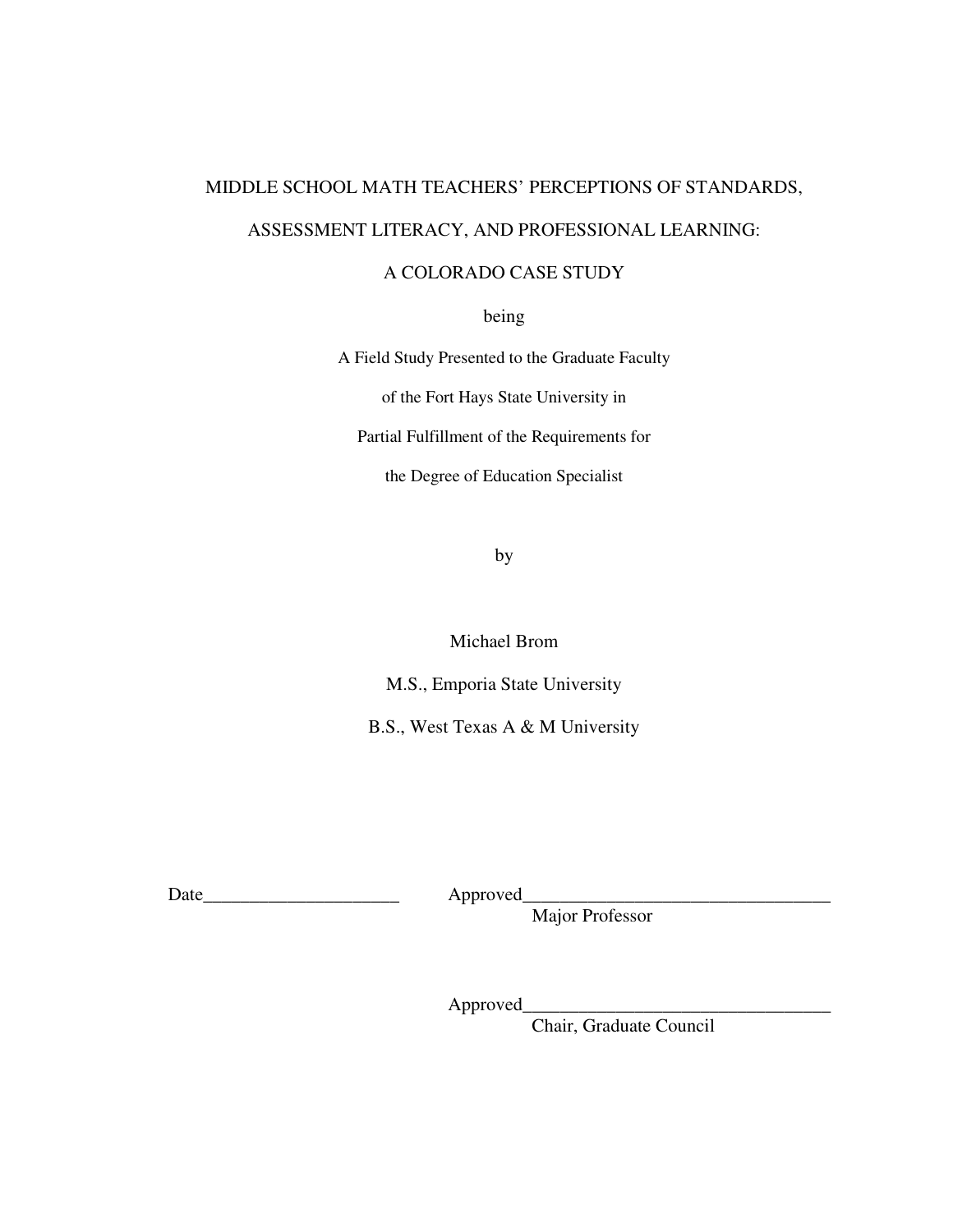# MIDDLE SCHOOL MATH TEACHERS' PERCEPTIONS OF STANDARDS, ASSESSMENT LITERACY, AND PROFESSIONAL LEARNING: A COLORADO CASE STUDY

being

A Field Study Presented to the Graduate Faculty

of the Fort Hays State University in

Partial Fulfillment of the Requirements for

the Degree of Education Specialist

by

Michael Brom

M.S., Emporia State University

B.S., West Texas A & M University

Date_____________________ Approved_________________________________
Major Professor

Approved_________________________________
Chair, Graduate Council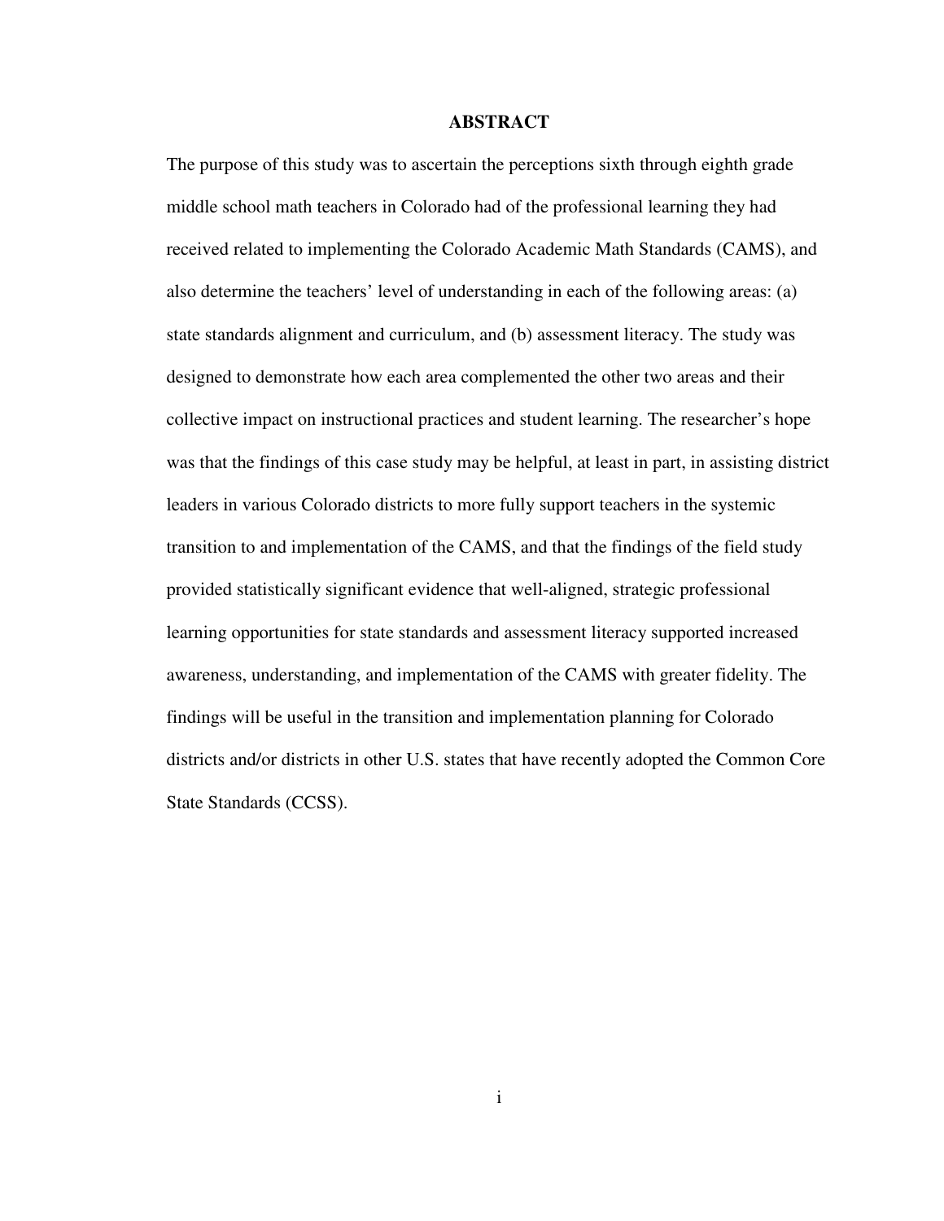# ABSTRACT

The purpose of this study was to ascertain the perceptions sixth through eighth grade middle school math teachers in Colorado had of the professional learning they had received related to implementing the Colorado Academic Math Standards (CAMS), and also determine the teachers' level of understanding in each of the following areas: (a) state standards alignment and curriculum, and (b) assessment literacy. The study was designed to demonstrate how each area complemented the other two areas and their collective impact on instructional practices and student learning. The researcher's hope was that the findings of this case study may be helpful, at least in part, in assisting district leaders in various Colorado districts to more fully support teachers in the systemic transition to and implementation of the CAMS, and that the findings of the field study provided statistically significant evidence that well-aligned, strategic professional learning opportunities for state standards and assessment literacy supported increased awareness, understanding, and implementation of the CAMS with greater fidelity. The findings will be useful in the transition and implementation planning for Colorado districts and/or districts in other U.S. states that have recently adopted the Common Core State Standards (CCSS).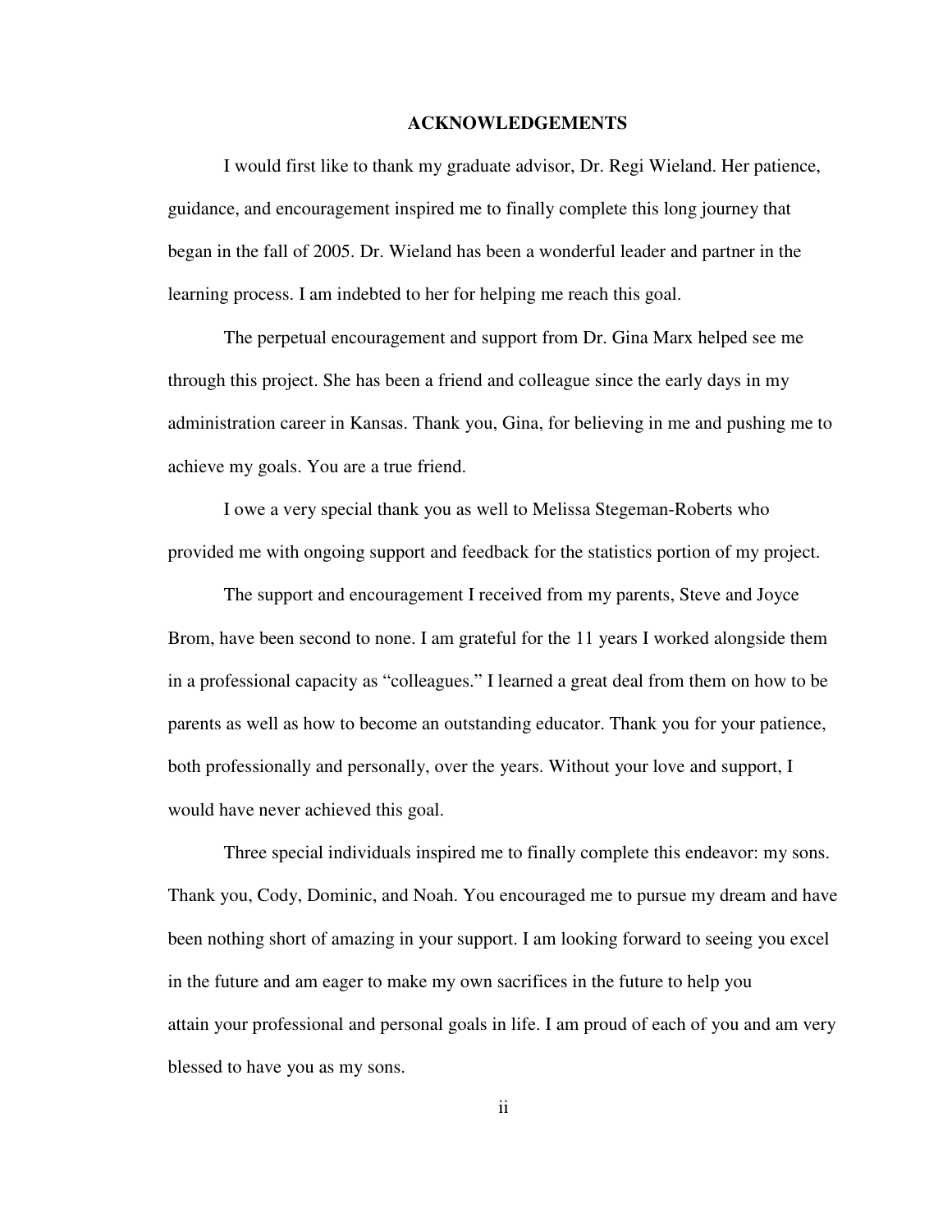# ACKNOWLEDGEMENTS

I would first like to thank my graduate advisor, Dr. Regi Wieland. Her patience, guidance, and encouragement inspired me to finally complete this long journey that began in the fall of 2005. Dr. Wieland has been a wonderful leader and partner in the learning process. I am indebted to her for helping me reach this goal.

The perpetual encouragement and support from Dr. Gina Marx helped see me through this project. She has been a friend and colleague since the early days in my administration career in Kansas. Thank you, Gina, for believing in me and pushing me to achieve my goals. You are a true friend.

I owe a very special thank you as well to Melissa Stegeman-Roberts who provided me with ongoing support and feedback for the statistics portion of my project.

The support and encouragement I received from my parents, Steve and Joyce Brom, have been second to none. I am grateful for the 11 years I worked alongside them in a professional capacity as "colleagues." I learned a great deal from them on how to be parents as well as how to become an outstanding educator. Thank you for your patience, both professionally and personally, over the years. Without your love and support, I would have never achieved this goal.

Three special individuals inspired me to finally complete this endeavor: my sons. Thank you, Cody, Dominic, and Noah. You encouraged me to pursue my dream and have been nothing short of amazing in your support. I am looking forward to seeing you excel in the future and am eager to make my own sacrifices in the future to help you attain your professional and personal goals in life. I am proud of each of you and am very blessed to have you as my sons.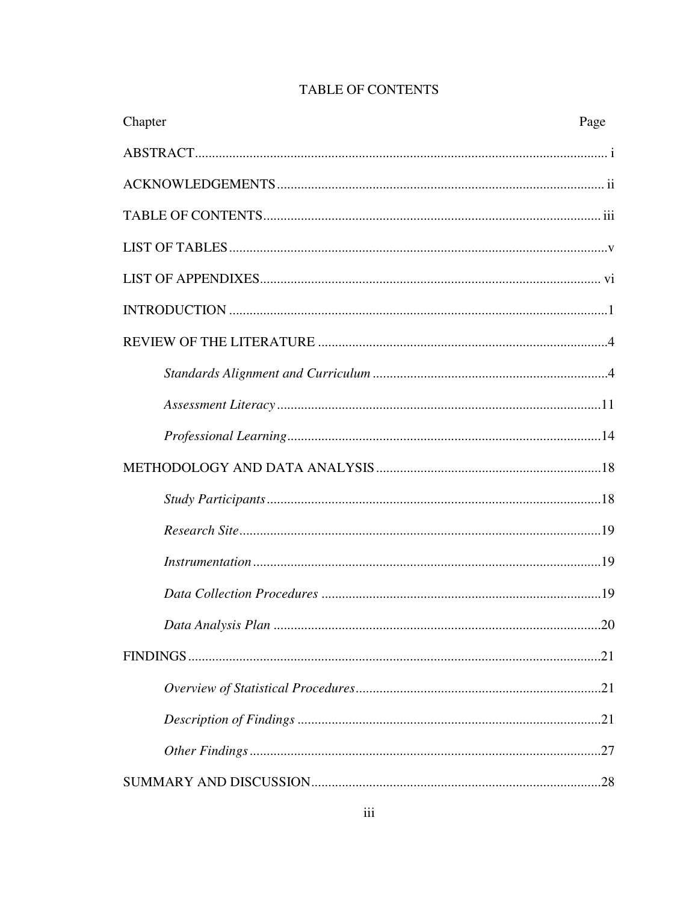# TABLE OF CONTENTS

| Chapter | Page |
|---|---|
| ABSTRACT | i |
| ACKNOWLEDGEMENTS | ii |
| TABLE OF CONTENTS | iii |
| LIST OF TABLES | v |
| LIST OF APPENDIXES | vi |
| INTRODUCTION | 1 |
| REVIEW OF THE LITERATURE | 4 |
| *Standards Alignment and Curriculum* | 4 |
| *Assessment Literacy* | 11 |
| *Professional Learning* | 14 |
| METHODOLOGY AND DATA ANALYSIS | 18 |
| *Study Participants* | 18 |
| *Research Site* | 19 |
| *Instrumentation* | 19 |
| *Data Collection Procedures* | 19 |
| *Data Analysis Plan* | 20 |
| FINDINGS | 21 |
| *Overview of Statistical Procedures* | 21 |
| *Description of Findings* | 21 |
| *Other Findings* | 27 |
| SUMMARY AND DISCUSSION | 28 |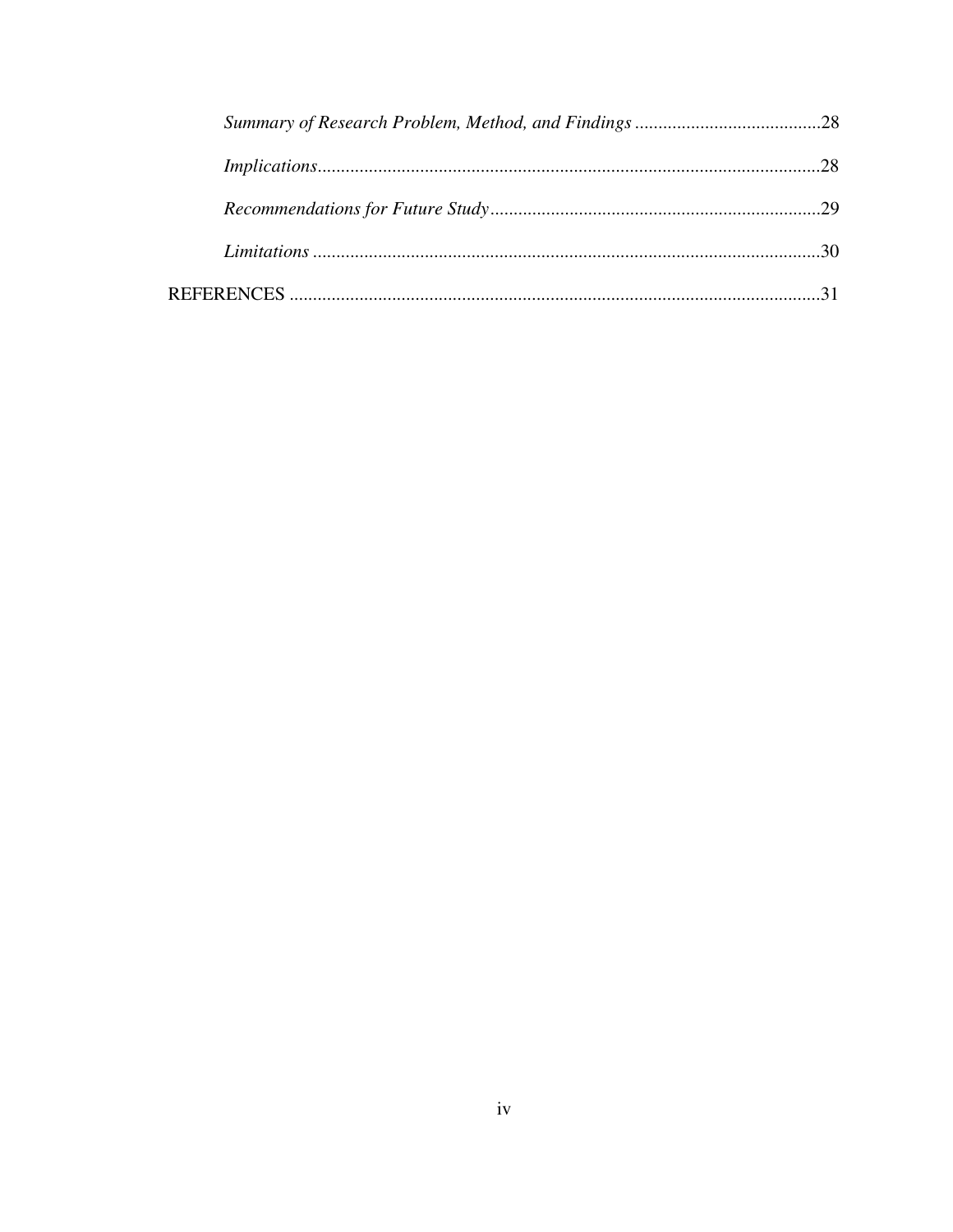*Summary of Research Problem, Method, and Findings* ........................................28

*Implications*............................................................................................................28

*Recommendations for Future Study*.......................................................................29

*Limitations* .............................................................................................................30

REFERENCES ..................................................................................................................31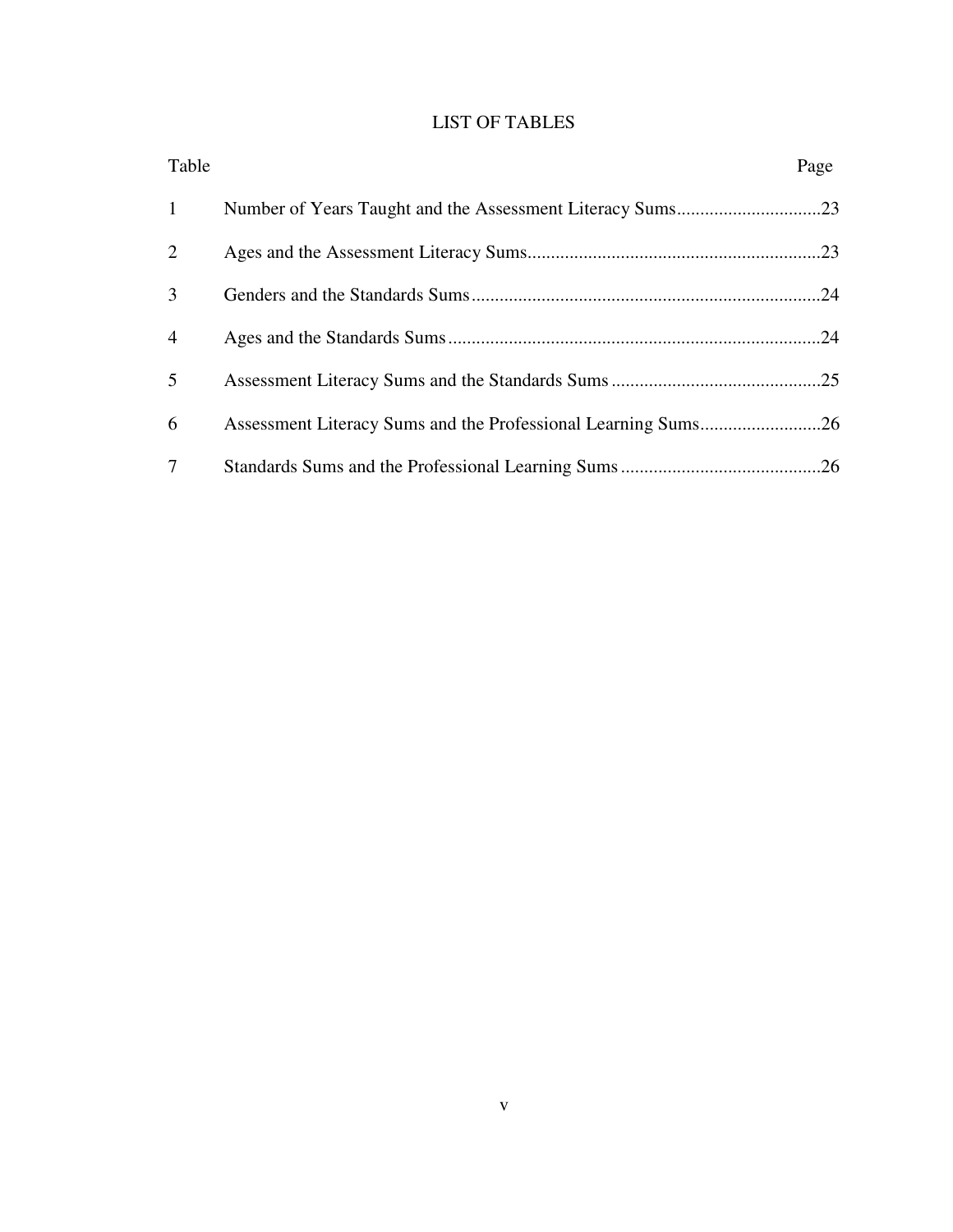# LIST OF TABLES

| Table | | Page |
|---|---|---|
| 1 | Number of Years Taught and the Assessment Literacy Sums | 23 |
| 2 | Ages and the Assessment Literacy Sums | 23 |
| 3 | Genders and the Standards Sums | 24 |
| 4 | Ages and the Standards Sums | 24 |
| 5 | Assessment Literacy Sums and the Standards Sums | 25 |
| 6 | Assessment Literacy Sums and the Professional Learning Sums | 26 |
| 7 | Standards Sums and the Professional Learning Sums | 26 |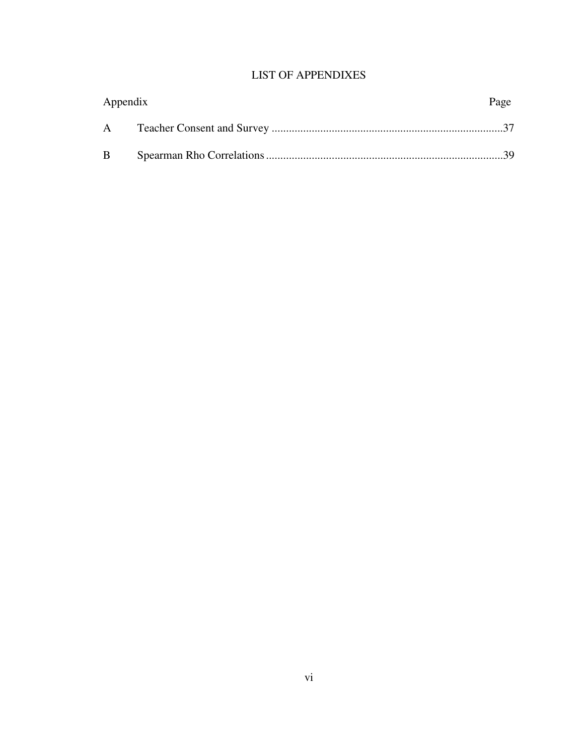# LIST OF APPENDIXES

| Appendix | | Page |
|---|---|---|
| A | Teacher Consent and Survey | 37 |
| B | Spearman Rho Correlations | 39 |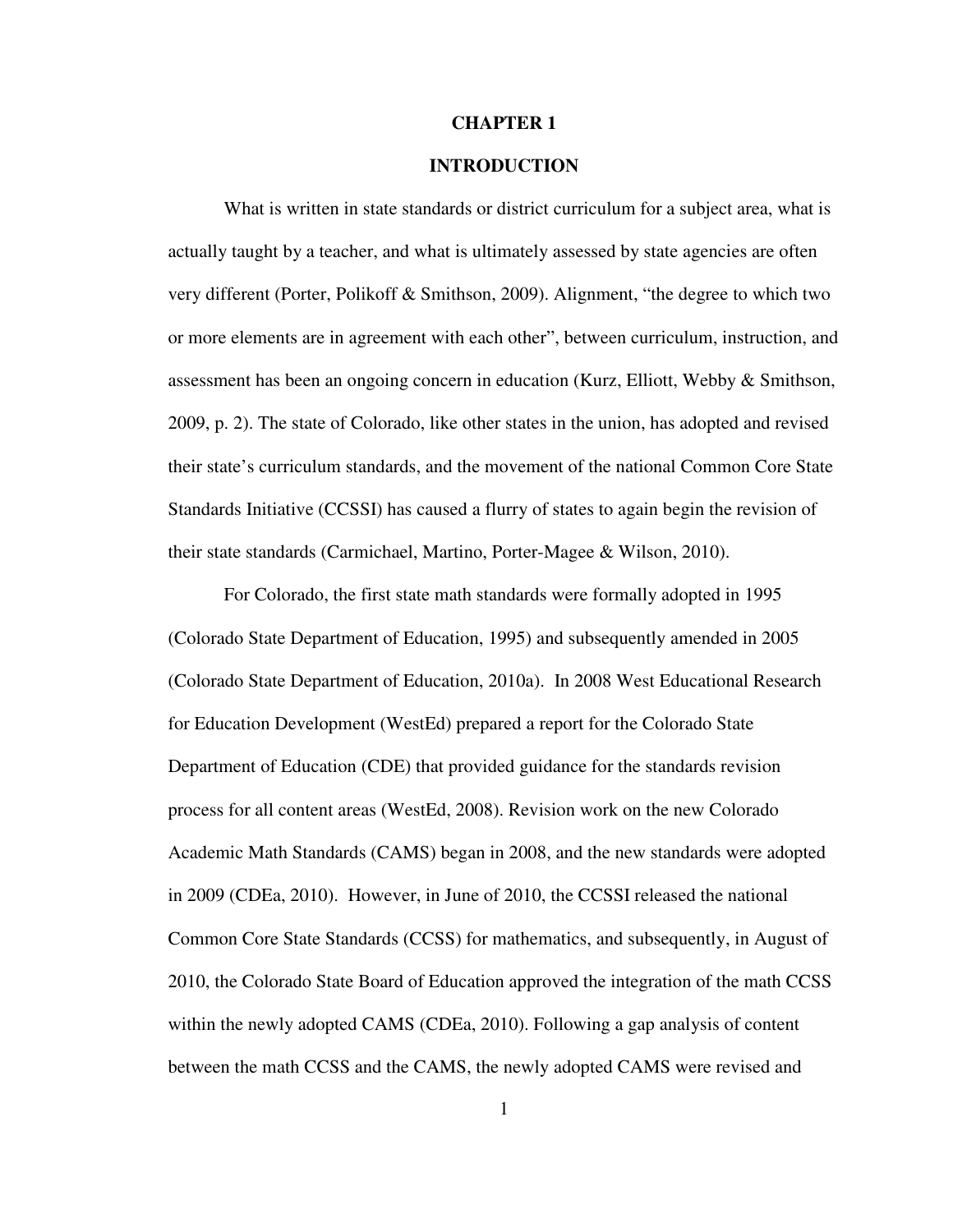# CHAPTER 1

## INTRODUCTION

What is written in state standards or district curriculum for a subject area, what is actually taught by a teacher, and what is ultimately assessed by state agencies are often very different (Porter, Polikoff & Smithson, 2009). Alignment, "the degree to which two or more elements are in agreement with each other", between curriculum, instruction, and assessment has been an ongoing concern in education (Kurz, Elliott, Webby & Smithson, 2009, p. 2). The state of Colorado, like other states in the union, has adopted and revised their state's curriculum standards, and the movement of the national Common Core State Standards Initiative (CCSSI) has caused a flurry of states to again begin the revision of their state standards (Carmichael, Martino, Porter-Magee & Wilson, 2010).

For Colorado, the first state math standards were formally adopted in 1995 (Colorado State Department of Education, 1995) and subsequently amended in 2005 (Colorado State Department of Education, 2010a). In 2008 West Educational Research for Education Development (WestEd) prepared a report for the Colorado State Department of Education (CDE) that provided guidance for the standards revision process for all content areas (WestEd, 2008). Revision work on the new Colorado Academic Math Standards (CAMS) began in 2008, and the new standards were adopted in 2009 (CDEa, 2010). However, in June of 2010, the CCSSI released the national Common Core State Standards (CCSS) for mathematics, and subsequently, in August of 2010, the Colorado State Board of Education approved the integration of the math CCSS within the newly adopted CAMS (CDEa, 2010). Following a gap analysis of content between the math CCSS and the CAMS, the newly adopted CAMS were revised and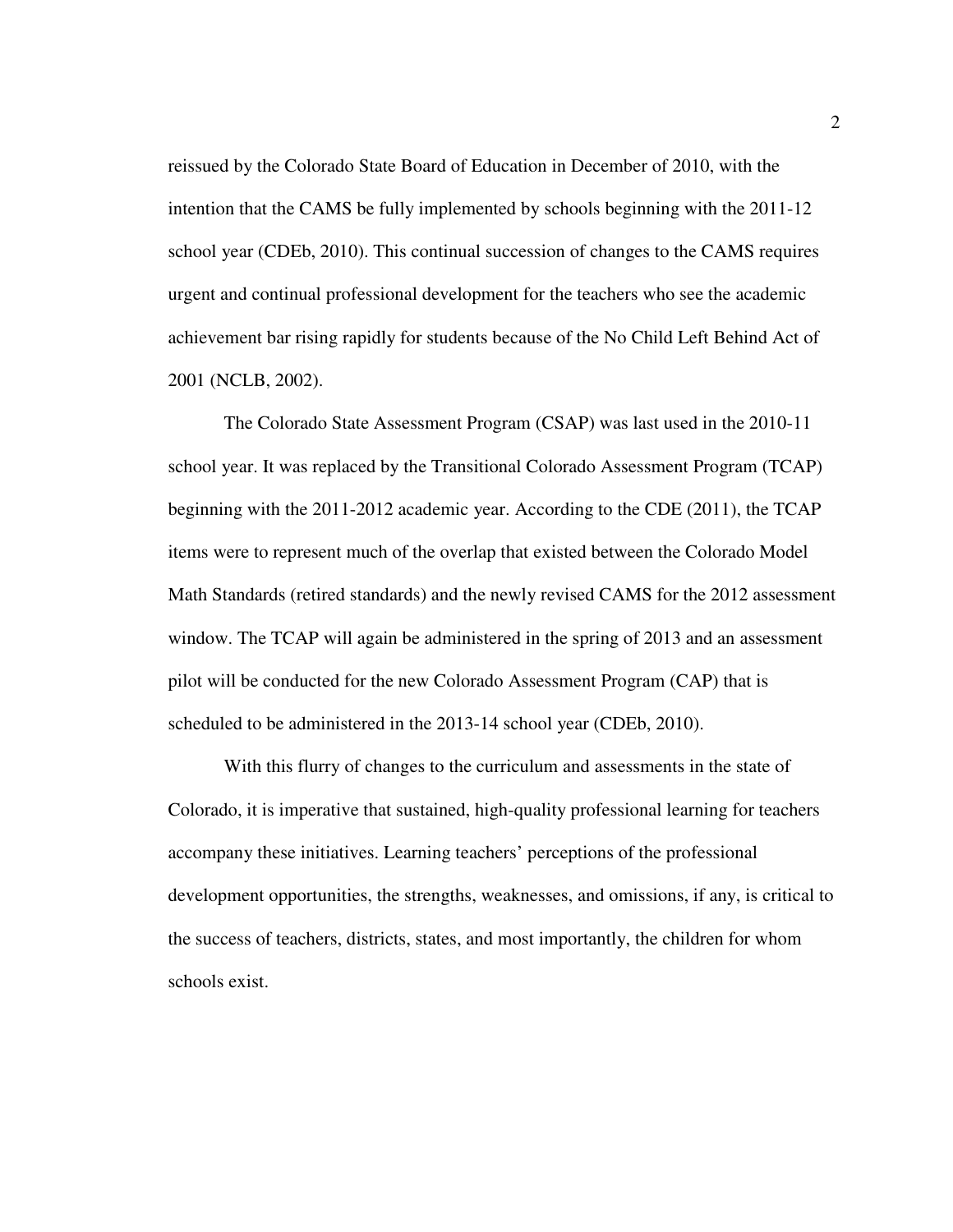reissued by the Colorado State Board of Education in December of 2010, with the intention that the CAMS be fully implemented by schools beginning with the 2011-12 school year (CDEb, 2010). This continual succession of changes to the CAMS requires urgent and continual professional development for the teachers who see the academic achievement bar rising rapidly for students because of the No Child Left Behind Act of 2001 (NCLB, 2002).

The Colorado State Assessment Program (CSAP) was last used in the 2010-11 school year. It was replaced by the Transitional Colorado Assessment Program (TCAP) beginning with the 2011-2012 academic year. According to the CDE (2011), the TCAP items were to represent much of the overlap that existed between the Colorado Model Math Standards (retired standards) and the newly revised CAMS for the 2012 assessment window. The TCAP will again be administered in the spring of 2013 and an assessment pilot will be conducted for the new Colorado Assessment Program (CAP) that is scheduled to be administered in the 2013-14 school year (CDEb, 2010).

With this flurry of changes to the curriculum and assessments in the state of Colorado, it is imperative that sustained, high-quality professional learning for teachers accompany these initiatives. Learning teachers' perceptions of the professional development opportunities, the strengths, weaknesses, and omissions, if any, is critical to the success of teachers, districts, states, and most importantly, the children for whom schools exist.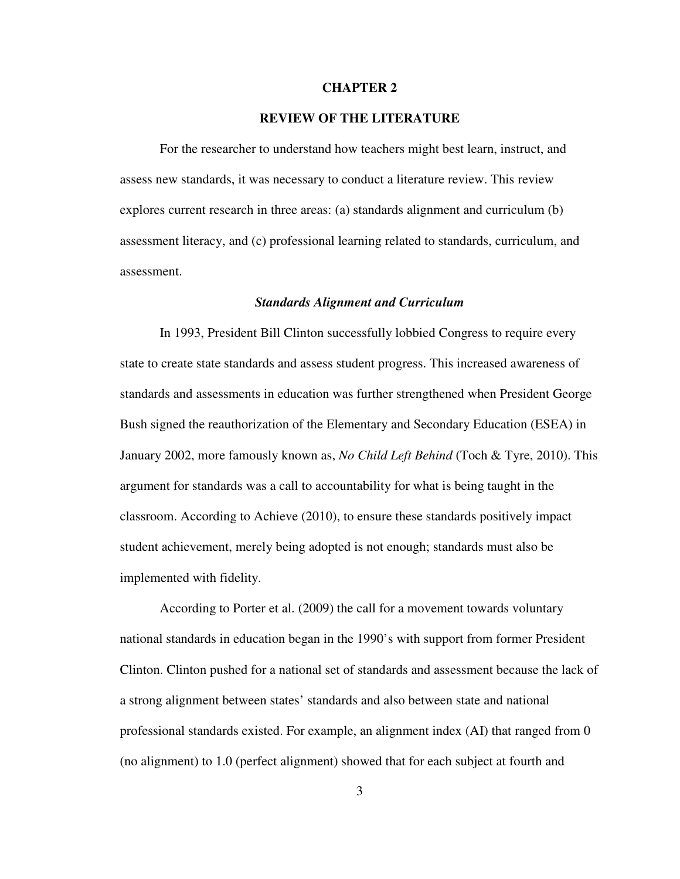# CHAPTER 2

# REVIEW OF THE LITERATURE

For the researcher to understand how teachers might best learn, instruct, and assess new standards, it was necessary to conduct a literature review. This review explores current research in three areas: (a) standards alignment and curriculum (b) assessment literacy, and (c) professional learning related to standards, curriculum, and assessment.

## *Standards Alignment and Curriculum*

In 1993, President Bill Clinton successfully lobbied Congress to require every state to create state standards and assess student progress. This increased awareness of standards and assessments in education was further strengthened when President George Bush signed the reauthorization of the Elementary and Secondary Education (ESEA) in January 2002, more famously known as, *No Child Left Behind* (Toch & Tyre, 2010). This argument for standards was a call to accountability for what is being taught in the classroom. According to Achieve (2010), to ensure these standards positively impact student achievement, merely being adopted is not enough; standards must also be implemented with fidelity.

According to Porter et al. (2009) the call for a movement towards voluntary national standards in education began in the 1990's with support from former President Clinton. Clinton pushed for a national set of standards and assessment because the lack of a strong alignment between states' standards and also between state and national professional standards existed. For example, an alignment index (AI) that ranged from 0 (no alignment) to 1.0 (perfect alignment) showed that for each subject at fourth and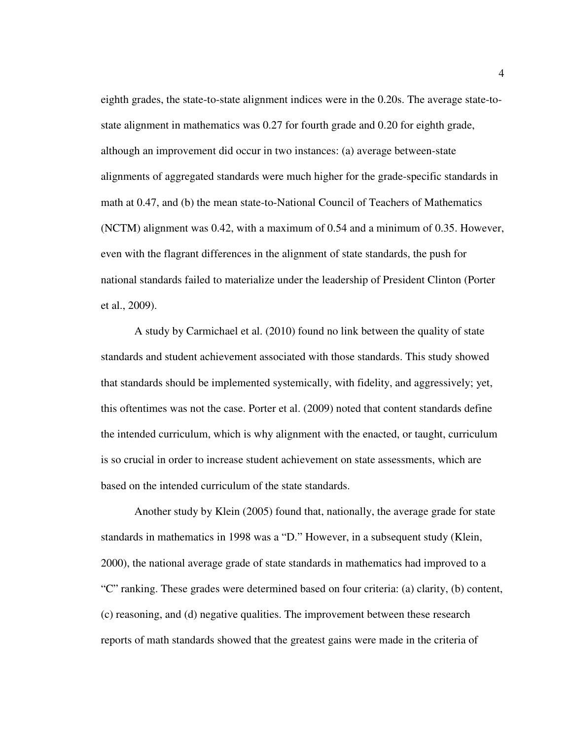eighth grades, the state-to-state alignment indices were in the 0.20s. The average state-to-state alignment in mathematics was 0.27 for fourth grade and 0.20 for eighth grade, although an improvement did occur in two instances: (a) average between-state alignments of aggregated standards were much higher for the grade-specific standards in math at 0.47, and (b) the mean state-to-National Council of Teachers of Mathematics (NCTM) alignment was 0.42, with a maximum of 0.54 and a minimum of 0.35. However, even with the flagrant differences in the alignment of state standards, the push for national standards failed to materialize under the leadership of President Clinton (Porter et al., 2009).

A study by Carmichael et al. (2010) found no link between the quality of state standards and student achievement associated with those standards. This study showed that standards should be implemented systemically, with fidelity, and aggressively; yet, this oftentimes was not the case. Porter et al. (2009) noted that content standards define the intended curriculum, which is why alignment with the enacted, or taught, curriculum is so crucial in order to increase student achievement on state assessments, which are based on the intended curriculum of the state standards.

Another study by Klein (2005) found that, nationally, the average grade for state standards in mathematics in 1998 was a "D." However, in a subsequent study (Klein, 2000), the national average grade of state standards in mathematics had improved to a "C" ranking. These grades were determined based on four criteria: (a) clarity, (b) content, (c) reasoning, and (d) negative qualities. The improvement between these research reports of math standards showed that the greatest gains were made in the criteria of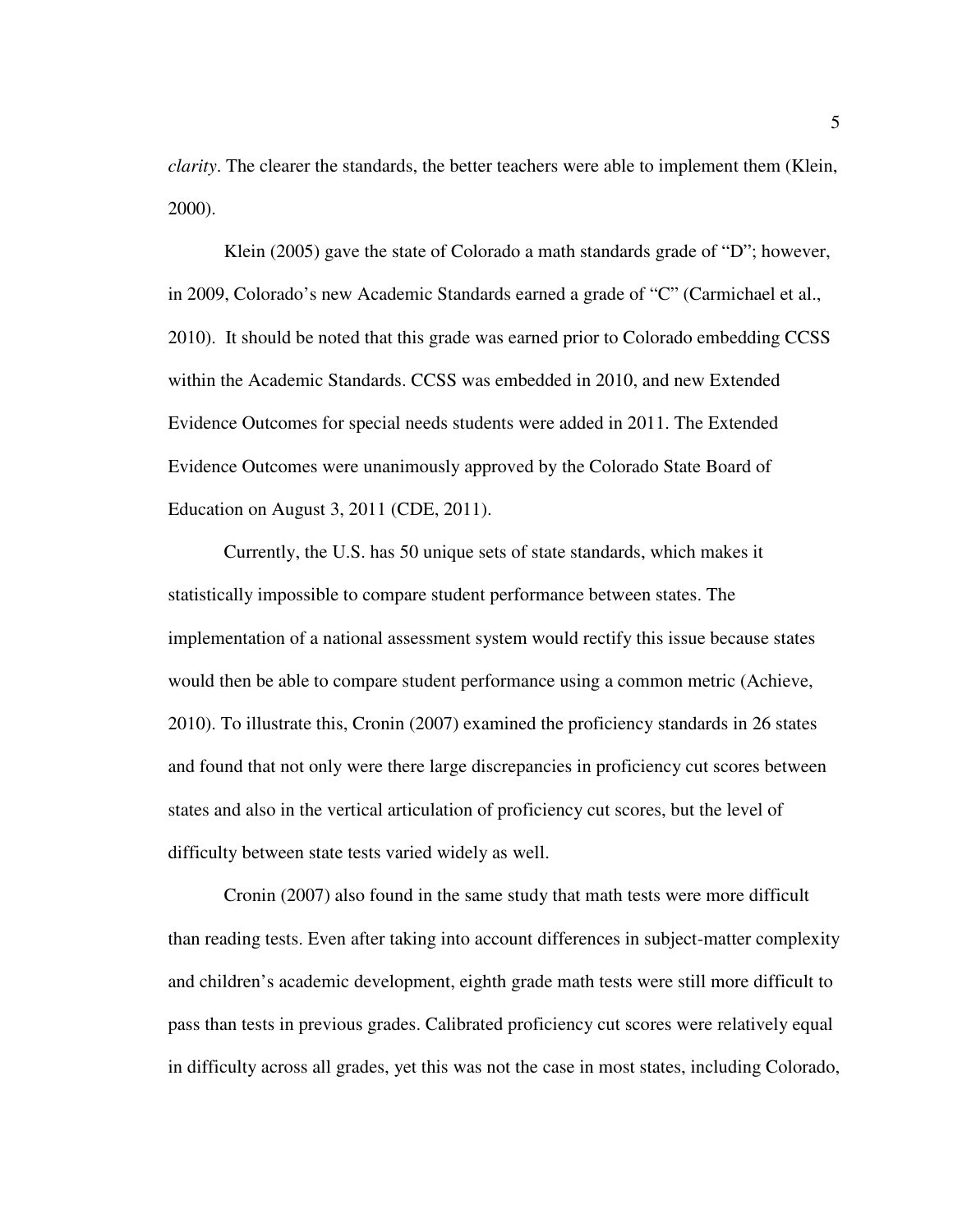*clarity*. The clearer the standards, the better teachers were able to implement them (Klein, 2000).

Klein (2005) gave the state of Colorado a math standards grade of "D"; however, in 2009, Colorado's new Academic Standards earned a grade of "C" (Carmichael et al., 2010). It should be noted that this grade was earned prior to Colorado embedding CCSS within the Academic Standards. CCSS was embedded in 2010, and new Extended Evidence Outcomes for special needs students were added in 2011. The Extended Evidence Outcomes were unanimously approved by the Colorado State Board of Education on August 3, 2011 (CDE, 2011).

Currently, the U.S. has 50 unique sets of state standards, which makes it statistically impossible to compare student performance between states. The implementation of a national assessment system would rectify this issue because states would then be able to compare student performance using a common metric (Achieve, 2010). To illustrate this, Cronin (2007) examined the proficiency standards in 26 states and found that not only were there large discrepancies in proficiency cut scores between states and also in the vertical articulation of proficiency cut scores, but the level of difficulty between state tests varied widely as well.

Cronin (2007) also found in the same study that math tests were more difficult than reading tests. Even after taking into account differences in subject-matter complexity and children's academic development, eighth grade math tests were still more difficult to pass than tests in previous grades. Calibrated proficiency cut scores were relatively equal in difficulty across all grades, yet this was not the case in most states, including Colorado,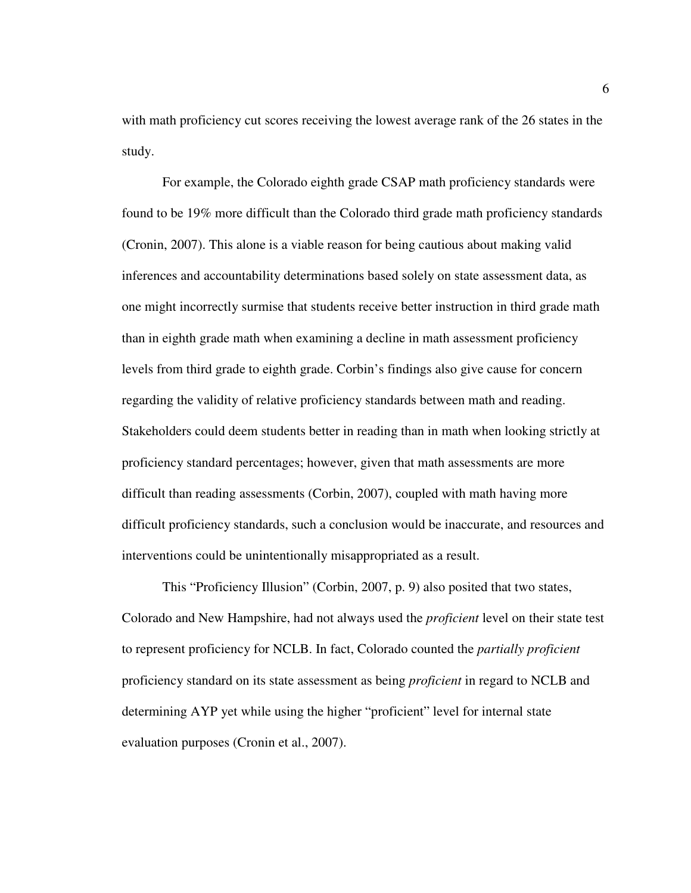with math proficiency cut scores receiving the lowest average rank of the 26 states in the study.

For example, the Colorado eighth grade CSAP math proficiency standards were found to be 19% more difficult than the Colorado third grade math proficiency standards (Cronin, 2007). This alone is a viable reason for being cautious about making valid inferences and accountability determinations based solely on state assessment data, as one might incorrectly surmise that students receive better instruction in third grade math than in eighth grade math when examining a decline in math assessment proficiency levels from third grade to eighth grade. Corbin's findings also give cause for concern regarding the validity of relative proficiency standards between math and reading. Stakeholders could deem students better in reading than in math when looking strictly at proficiency standard percentages; however, given that math assessments are more difficult than reading assessments (Corbin, 2007), coupled with math having more difficult proficiency standards, such a conclusion would be inaccurate, and resources and interventions could be unintentionally misappropriated as a result.

This "Proficiency Illusion" (Corbin, 2007, p. 9) also posited that two states, Colorado and New Hampshire, had not always used the *proficient* level on their state test to represent proficiency for NCLB. In fact, Colorado counted the *partially proficient* proficiency standard on its state assessment as being *proficient* in regard to NCLB and determining AYP yet while using the higher "proficient" level for internal state evaluation purposes (Cronin et al., 2007).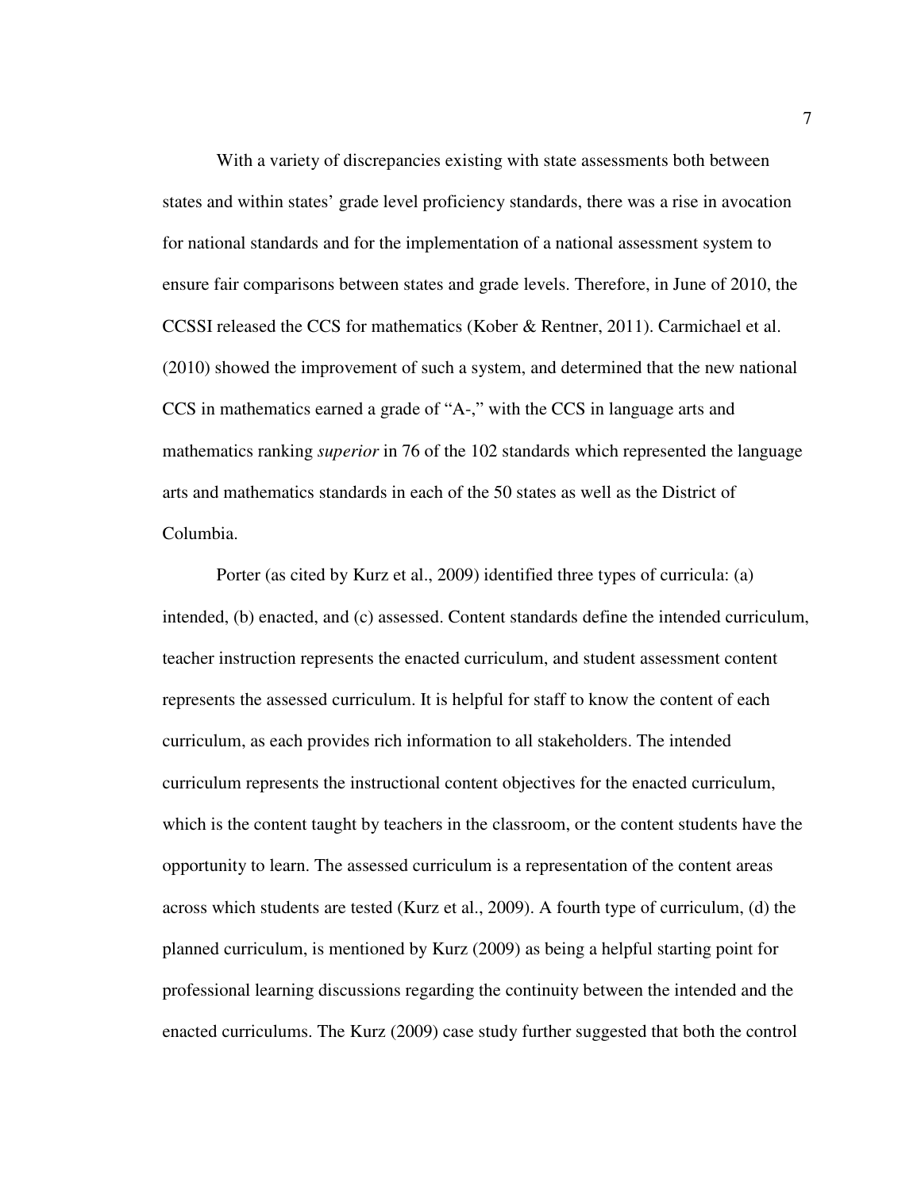With a variety of discrepancies existing with state assessments both between states and within states' grade level proficiency standards, there was a rise in avocation for national standards and for the implementation of a national assessment system to ensure fair comparisons between states and grade levels. Therefore, in June of 2010, the CCSSI released the CCS for mathematics (Kober & Rentner, 2011). Carmichael et al. (2010) showed the improvement of such a system, and determined that the new national CCS in mathematics earned a grade of "A-," with the CCS in language arts and mathematics ranking *superior* in 76 of the 102 standards which represented the language arts and mathematics standards in each of the 50 states as well as the District of Columbia.

Porter (as cited by Kurz et al., 2009) identified three types of curricula: (a) intended, (b) enacted, and (c) assessed. Content standards define the intended curriculum, teacher instruction represents the enacted curriculum, and student assessment content represents the assessed curriculum. It is helpful for staff to know the content of each curriculum, as each provides rich information to all stakeholders. The intended curriculum represents the instructional content objectives for the enacted curriculum, which is the content taught by teachers in the classroom, or the content students have the opportunity to learn. The assessed curriculum is a representation of the content areas across which students are tested (Kurz et al., 2009). A fourth type of curriculum, (d) the planned curriculum, is mentioned by Kurz (2009) as being a helpful starting point for professional learning discussions regarding the continuity between the intended and the enacted curriculums. The Kurz (2009) case study further suggested that both the control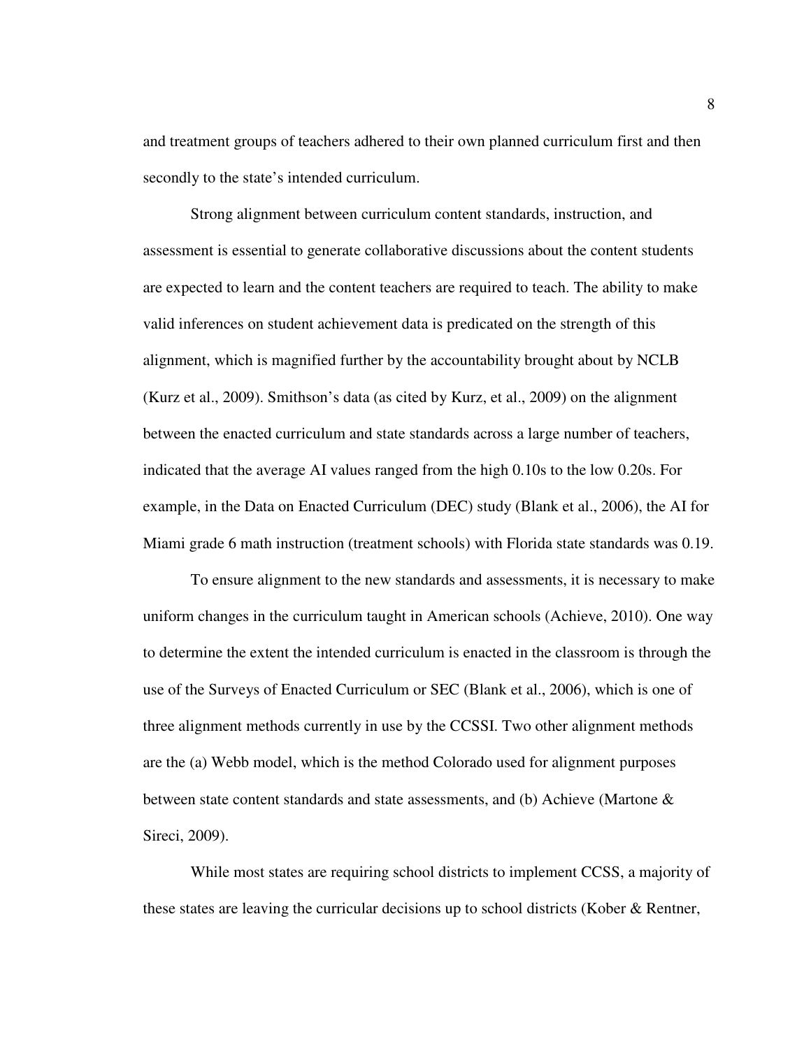and treatment groups of teachers adhered to their own planned curriculum first and then secondly to the state's intended curriculum.

Strong alignment between curriculum content standards, instruction, and assessment is essential to generate collaborative discussions about the content students are expected to learn and the content teachers are required to teach. The ability to make valid inferences on student achievement data is predicated on the strength of this alignment, which is magnified further by the accountability brought about by NCLB (Kurz et al., 2009). Smithson's data (as cited by Kurz, et al., 2009) on the alignment between the enacted curriculum and state standards across a large number of teachers, indicated that the average AI values ranged from the high 0.10s to the low 0.20s. For example, in the Data on Enacted Curriculum (DEC) study (Blank et al., 2006), the AI for Miami grade 6 math instruction (treatment schools) with Florida state standards was 0.19.

To ensure alignment to the new standards and assessments, it is necessary to make uniform changes in the curriculum taught in American schools (Achieve, 2010). One way to determine the extent the intended curriculum is enacted in the classroom is through the use of the Surveys of Enacted Curriculum or SEC (Blank et al., 2006), which is one of three alignment methods currently in use by the CCSSI. Two other alignment methods are the (a) Webb model, which is the method Colorado used for alignment purposes between state content standards and state assessments, and (b) Achieve (Martone & Sireci, 2009).

While most states are requiring school districts to implement CCSS, a majority of these states are leaving the curricular decisions up to school districts (Kober & Rentner,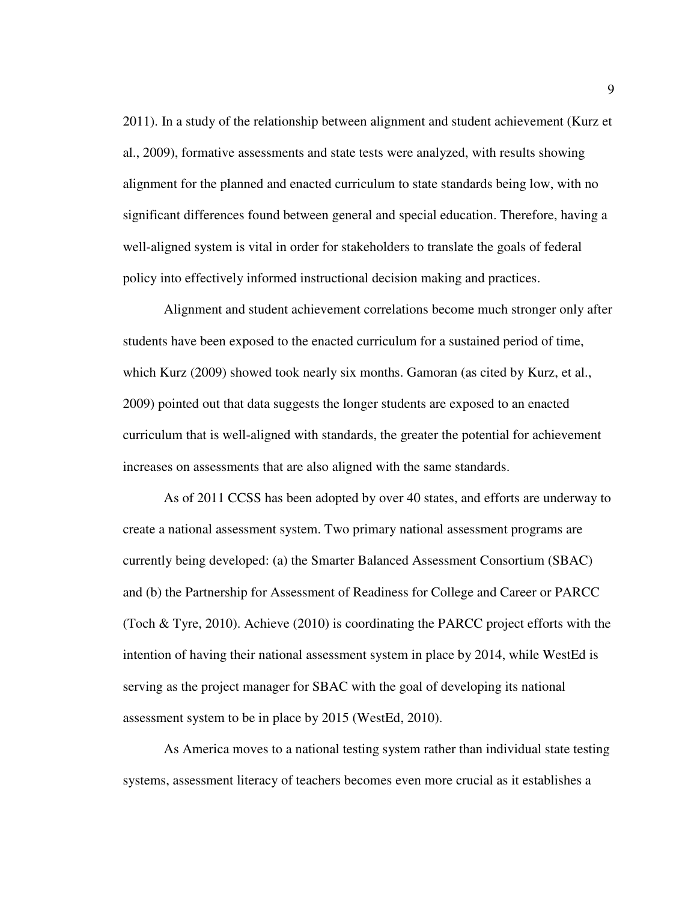2011). In a study of the relationship between alignment and student achievement (Kurz et al., 2009), formative assessments and state tests were analyzed, with results showing alignment for the planned and enacted curriculum to state standards being low, with no significant differences found between general and special education. Therefore, having a well-aligned system is vital in order for stakeholders to translate the goals of federal policy into effectively informed instructional decision making and practices.

Alignment and student achievement correlations become much stronger only after students have been exposed to the enacted curriculum for a sustained period of time, which Kurz (2009) showed took nearly six months. Gamoran (as cited by Kurz, et al., 2009) pointed out that data suggests the longer students are exposed to an enacted curriculum that is well-aligned with standards, the greater the potential for achievement increases on assessments that are also aligned with the same standards.

As of 2011 CCSS has been adopted by over 40 states, and efforts are underway to create a national assessment system. Two primary national assessment programs are currently being developed: (a) the Smarter Balanced Assessment Consortium (SBAC) and (b) the Partnership for Assessment of Readiness for College and Career or PARCC (Toch & Tyre, 2010). Achieve (2010) is coordinating the PARCC project efforts with the intention of having their national assessment system in place by 2014, while WestEd is serving as the project manager for SBAC with the goal of developing its national assessment system to be in place by 2015 (WestEd, 2010).

As America moves to a national testing system rather than individual state testing systems, assessment literacy of teachers becomes even more crucial as it establishes a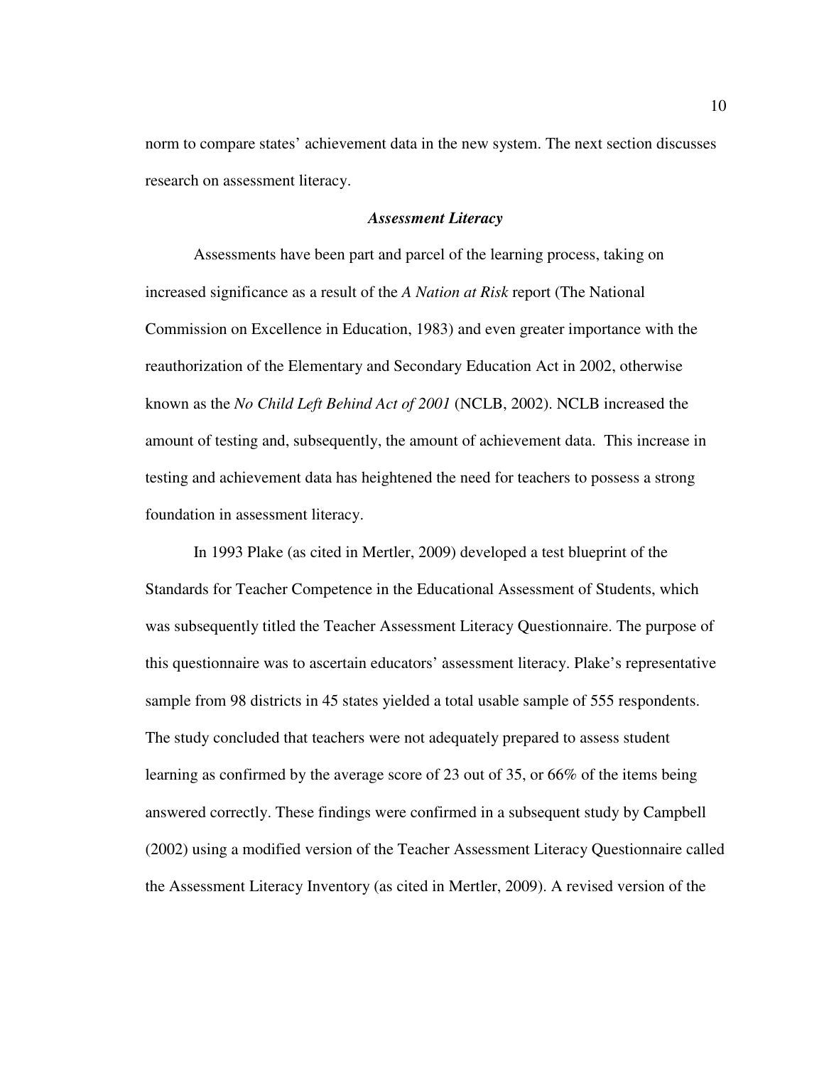norm to compare states' achievement data in the new system. The next section discusses research on assessment literacy.

### *Assessment Literacy*

Assessments have been part and parcel of the learning process, taking on increased significance as a result of the *A Nation at Risk* report (The National Commission on Excellence in Education, 1983) and even greater importance with the reauthorization of the Elementary and Secondary Education Act in 2002, otherwise known as the *No Child Left Behind Act of 2001* (NCLB, 2002). NCLB increased the amount of testing and, subsequently, the amount of achievement data. This increase in testing and achievement data has heightened the need for teachers to possess a strong foundation in assessment literacy.

In 1993 Plake (as cited in Mertler, 2009) developed a test blueprint of the Standards for Teacher Competence in the Educational Assessment of Students, which was subsequently titled the Teacher Assessment Literacy Questionnaire. The purpose of this questionnaire was to ascertain educators' assessment literacy. Plake's representative sample from 98 districts in 45 states yielded a total usable sample of 555 respondents. The study concluded that teachers were not adequately prepared to assess student learning as confirmed by the average score of 23 out of 35, or 66% of the items being answered correctly. These findings were confirmed in a subsequent study by Campbell (2002) using a modified version of the Teacher Assessment Literacy Questionnaire called the Assessment Literacy Inventory (as cited in Mertler, 2009). A revised version of the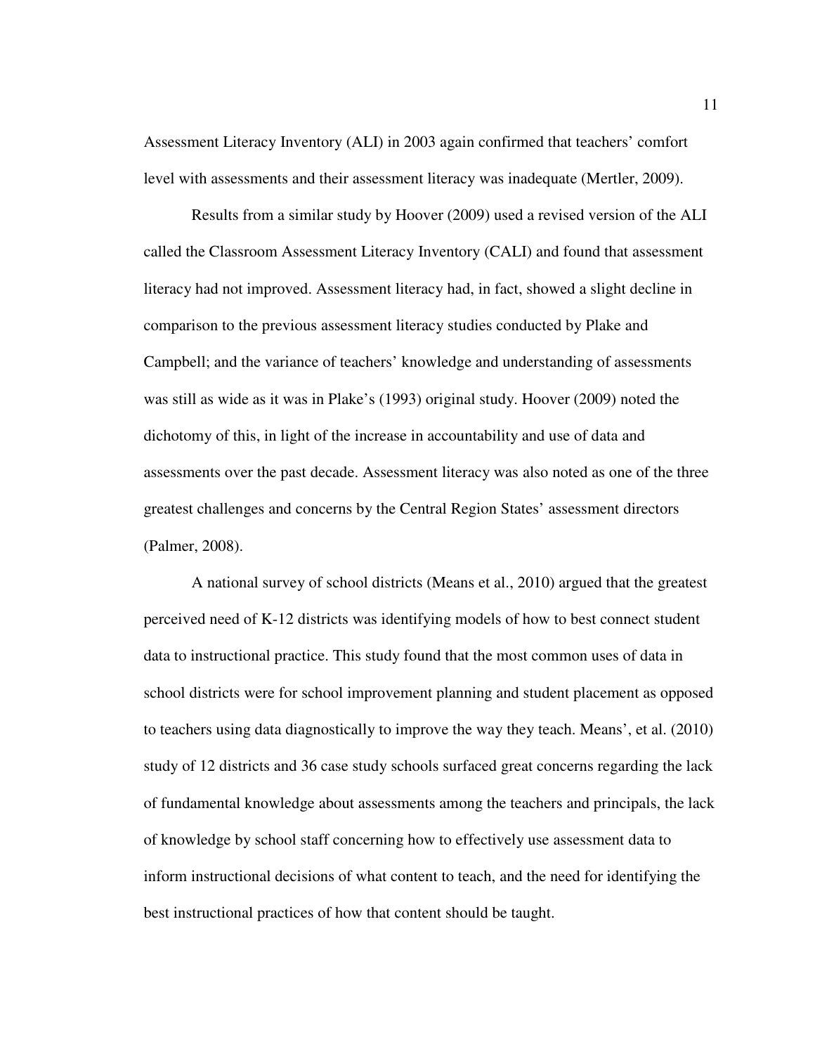Assessment Literacy Inventory (ALI) in 2003 again confirmed that teachers' comfort level with assessments and their assessment literacy was inadequate (Mertler, 2009).

Results from a similar study by Hoover (2009) used a revised version of the ALI called the Classroom Assessment Literacy Inventory (CALI) and found that assessment literacy had not improved. Assessment literacy had, in fact, showed a slight decline in comparison to the previous assessment literacy studies conducted by Plake and Campbell; and the variance of teachers' knowledge and understanding of assessments was still as wide as it was in Plake's (1993) original study. Hoover (2009) noted the dichotomy of this, in light of the increase in accountability and use of data and assessments over the past decade. Assessment literacy was also noted as one of the three greatest challenges and concerns by the Central Region States' assessment directors (Palmer, 2008).

A national survey of school districts (Means et al., 2010) argued that the greatest perceived need of K-12 districts was identifying models of how to best connect student data to instructional practice. This study found that the most common uses of data in school districts were for school improvement planning and student placement as opposed to teachers using data diagnostically to improve the way they teach. Means', et al. (2010) study of 12 districts and 36 case study schools surfaced great concerns regarding the lack of fundamental knowledge about assessments among the teachers and principals, the lack of knowledge by school staff concerning how to effectively use assessment data to inform instructional decisions of what content to teach, and the need for identifying the best instructional practices of how that content should be taught.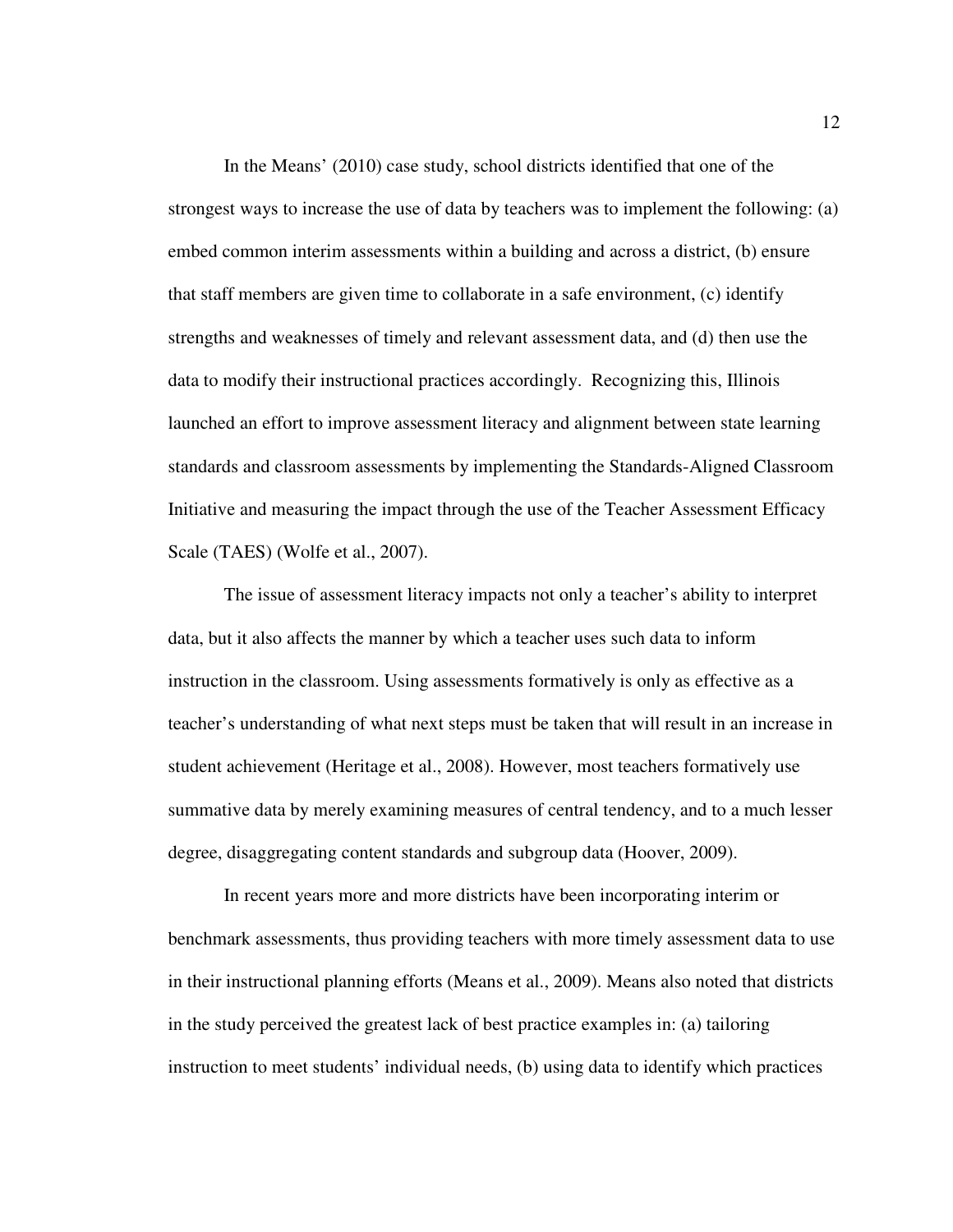In the Means' (2010) case study, school districts identified that one of the strongest ways to increase the use of data by teachers was to implement the following: (a) embed common interim assessments within a building and across a district, (b) ensure that staff members are given time to collaborate in a safe environment, (c) identify strengths and weaknesses of timely and relevant assessment data, and (d) then use the data to modify their instructional practices accordingly. Recognizing this, Illinois launched an effort to improve assessment literacy and alignment between state learning standards and classroom assessments by implementing the Standards-Aligned Classroom Initiative and measuring the impact through the use of the Teacher Assessment Efficacy Scale (TAES) (Wolfe et al., 2007).

The issue of assessment literacy impacts not only a teacher's ability to interpret data, but it also affects the manner by which a teacher uses such data to inform instruction in the classroom. Using assessments formatively is only as effective as a teacher's understanding of what next steps must be taken that will result in an increase in student achievement (Heritage et al., 2008). However, most teachers formatively use summative data by merely examining measures of central tendency, and to a much lesser degree, disaggregating content standards and subgroup data (Hoover, 2009).

In recent years more and more districts have been incorporating interim or benchmark assessments, thus providing teachers with more timely assessment data to use in their instructional planning efforts (Means et al., 2009). Means also noted that districts in the study perceived the greatest lack of best practice examples in: (a) tailoring instruction to meet students' individual needs, (b) using data to identify which practices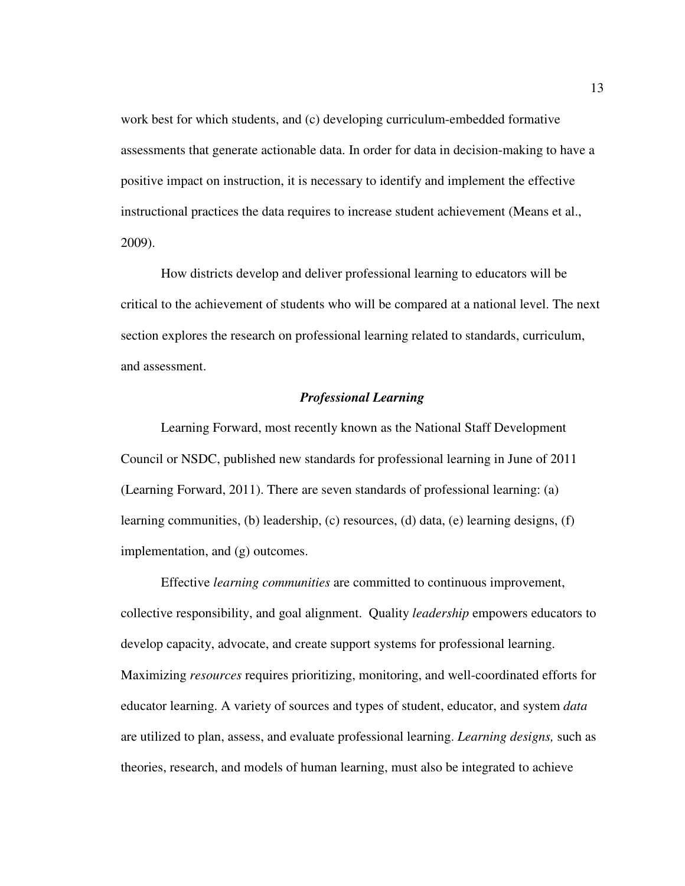work best for which students, and (c) developing curriculum-embedded formative assessments that generate actionable data. In order for data in decision-making to have a positive impact on instruction, it is necessary to identify and implement the effective instructional practices the data requires to increase student achievement (Means et al., 2009).

How districts develop and deliver professional learning to educators will be critical to the achievement of students who will be compared at a national level. The next section explores the research on professional learning related to standards, curriculum, and assessment.

### *Professional Learning*

Learning Forward, most recently known as the National Staff Development Council or NSDC, published new standards for professional learning in June of 2011 (Learning Forward, 2011). There are seven standards of professional learning: (a) learning communities, (b) leadership, (c) resources, (d) data, (e) learning designs, (f) implementation, and (g) outcomes.

Effective *learning communities* are committed to continuous improvement, collective responsibility, and goal alignment. Quality *leadership* empowers educators to develop capacity, advocate, and create support systems for professional learning. Maximizing *resources* requires prioritizing, monitoring, and well-coordinated efforts for educator learning. A variety of sources and types of student, educator, and system *data* are utilized to plan, assess, and evaluate professional learning. *Learning designs,* such as theories, research, and models of human learning, must also be integrated to achieve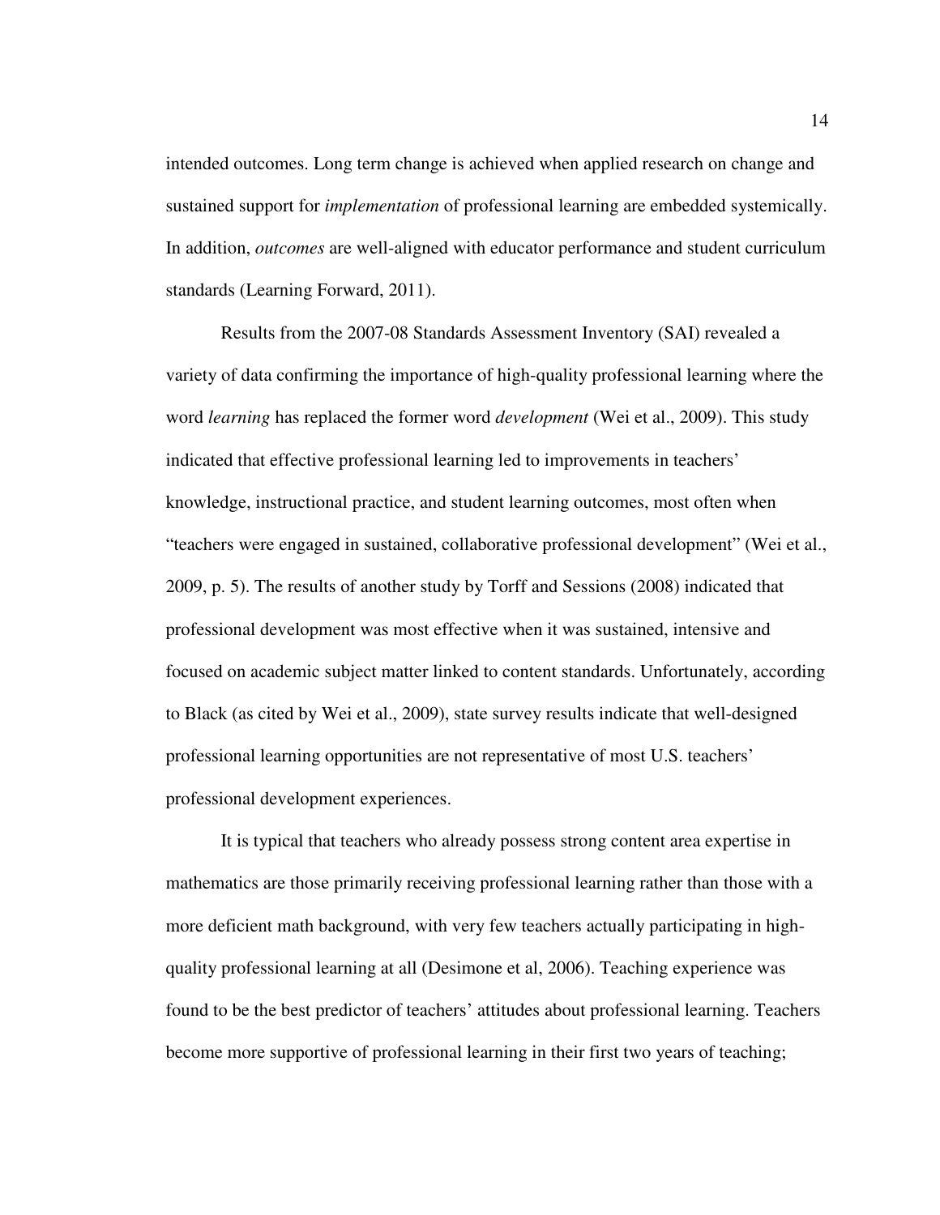intended outcomes. Long term change is achieved when applied research on change and sustained support for *implementation* of professional learning are embedded systemically. In addition, *outcomes* are well-aligned with educator performance and student curriculum standards (Learning Forward, 2011).

Results from the 2007-08 Standards Assessment Inventory (SAI) revealed a variety of data confirming the importance of high-quality professional learning where the word *learning* has replaced the former word *development* (Wei et al., 2009). This study indicated that effective professional learning led to improvements in teachers' knowledge, instructional practice, and student learning outcomes, most often when "teachers were engaged in sustained, collaborative professional development" (Wei et al., 2009, p. 5). The results of another study by Torff and Sessions (2008) indicated that professional development was most effective when it was sustained, intensive and focused on academic subject matter linked to content standards. Unfortunately, according to Black (as cited by Wei et al., 2009), state survey results indicate that well-designed professional learning opportunities are not representative of most U.S. teachers' professional development experiences.

It is typical that teachers who already possess strong content area expertise in mathematics are those primarily receiving professional learning rather than those with a more deficient math background, with very few teachers actually participating in high-quality professional learning at all (Desimone et al, 2006). Teaching experience was found to be the best predictor of teachers' attitudes about professional learning. Teachers become more supportive of professional learning in their first two years of teaching;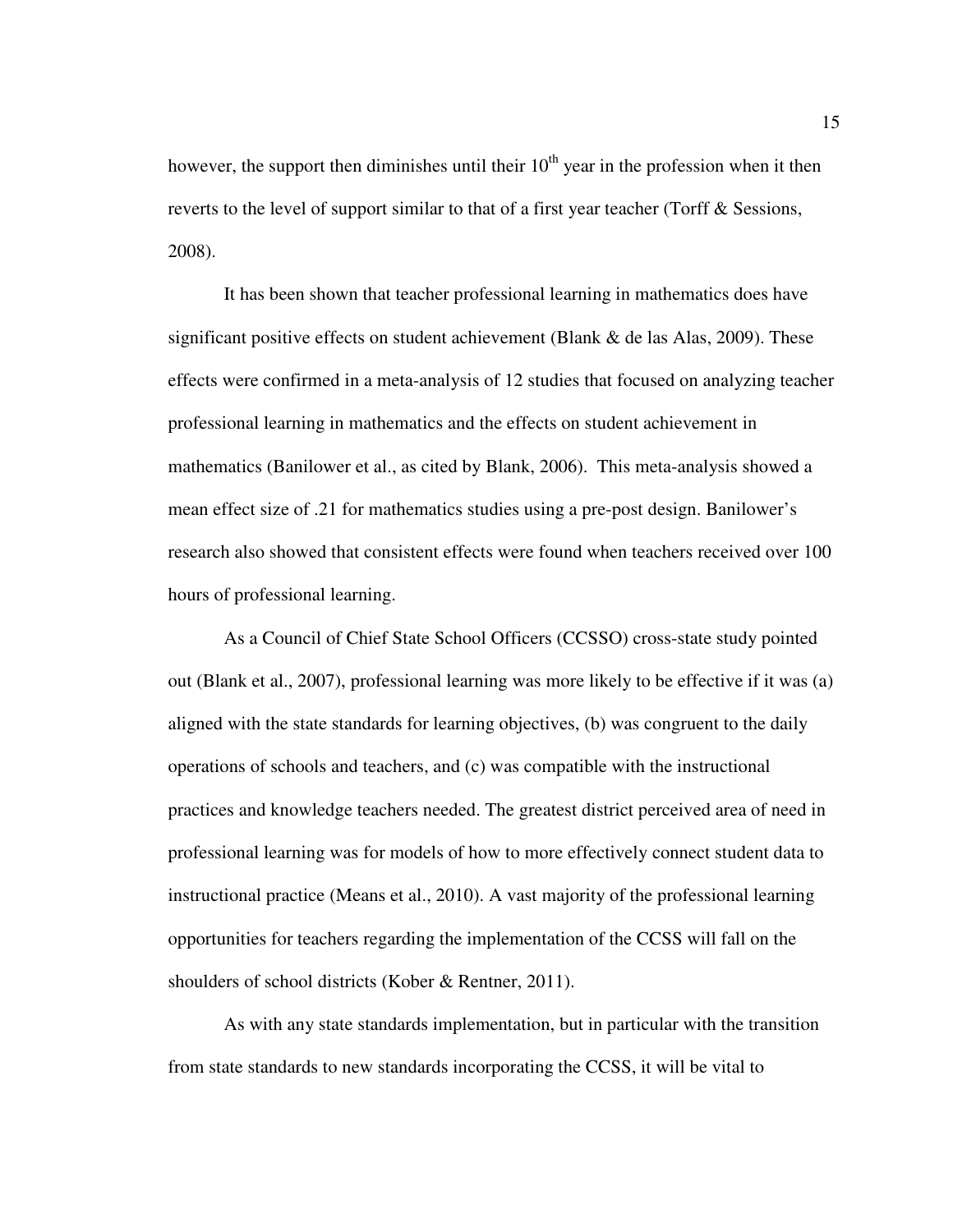however, the support then diminishes until their 10th year in the profession when it then reverts to the level of support similar to that of a first year teacher (Torff & Sessions, 2008).

It has been shown that teacher professional learning in mathematics does have significant positive effects on student achievement (Blank & de las Alas, 2009). These effects were confirmed in a meta-analysis of 12 studies that focused on analyzing teacher professional learning in mathematics and the effects on student achievement in mathematics (Banilower et al., as cited by Blank, 2006). This meta-analysis showed a mean effect size of .21 for mathematics studies using a pre-post design. Banilower's research also showed that consistent effects were found when teachers received over 100 hours of professional learning.

As a Council of Chief State School Officers (CCSSO) cross-state study pointed out (Blank et al., 2007), professional learning was more likely to be effective if it was (a) aligned with the state standards for learning objectives, (b) was congruent to the daily operations of schools and teachers, and (c) was compatible with the instructional practices and knowledge teachers needed. The greatest district perceived area of need in professional learning was for models of how to more effectively connect student data to instructional practice (Means et al., 2010). A vast majority of the professional learning opportunities for teachers regarding the implementation of the CCSS will fall on the shoulders of school districts (Kober & Rentner, 2011).

As with any state standards implementation, but in particular with the transition from state standards to new standards incorporating the CCSS, it will be vital to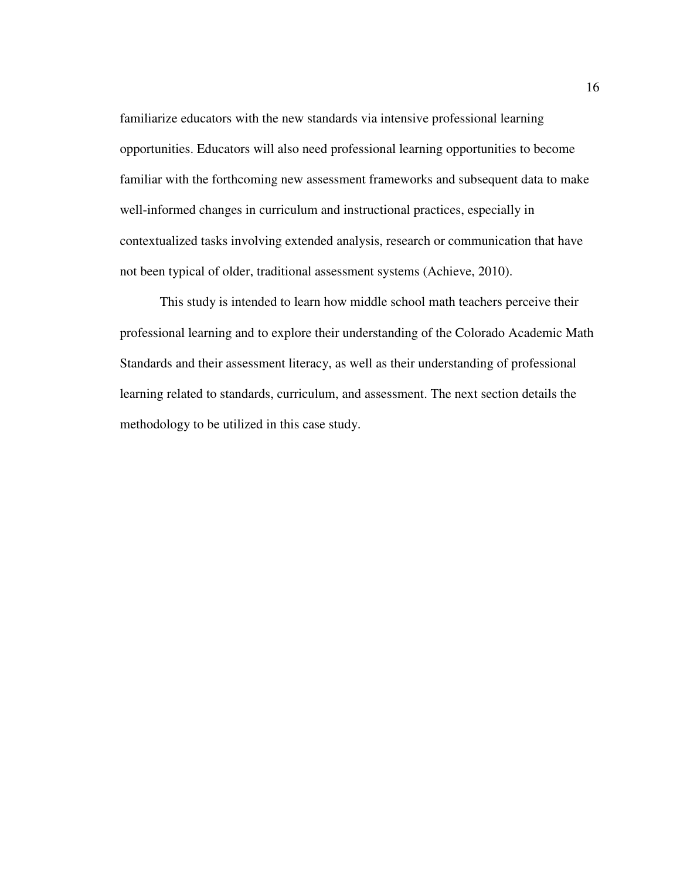familiarize educators with the new standards via intensive professional learning opportunities. Educators will also need professional learning opportunities to become familiar with the forthcoming new assessment frameworks and subsequent data to make well-informed changes in curriculum and instructional practices, especially in contextualized tasks involving extended analysis, research or communication that have not been typical of older, traditional assessment systems (Achieve, 2010).

This study is intended to learn how middle school math teachers perceive their professional learning and to explore their understanding of the Colorado Academic Math Standards and their assessment literacy, as well as their understanding of professional learning related to standards, curriculum, and assessment. The next section details the methodology to be utilized in this case study.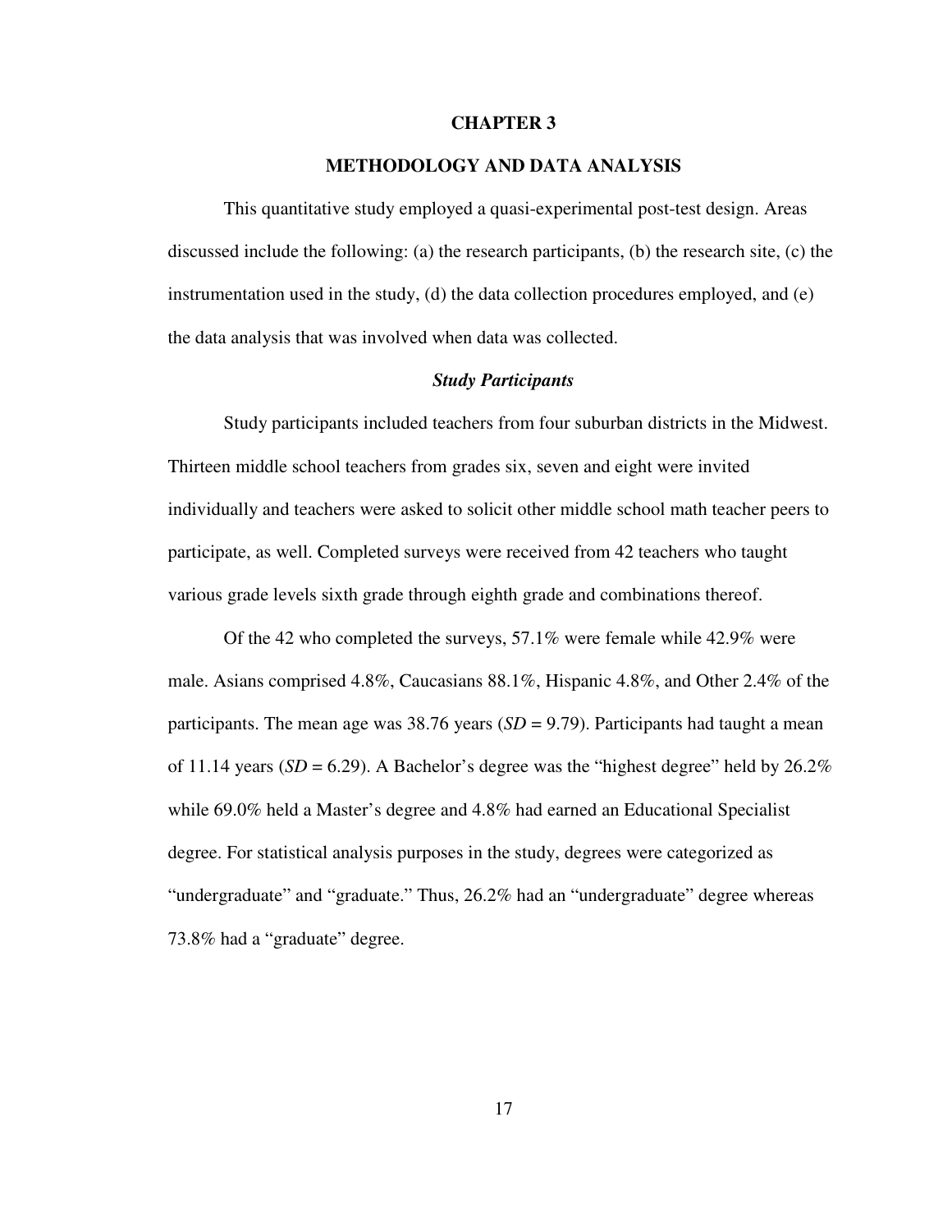# CHAPTER 3

## METHODOLOGY AND DATA ANALYSIS

This quantitative study employed a quasi-experimental post-test design. Areas discussed include the following: (a) the research participants, (b) the research site, (c) the instrumentation used in the study, (d) the data collection procedures employed, and (e) the data analysis that was involved when data was collected.

### *Study Participants*

Study participants included teachers from four suburban districts in the Midwest. Thirteen middle school teachers from grades six, seven and eight were invited individually and teachers were asked to solicit other middle school math teacher peers to participate, as well. Completed surveys were received from 42 teachers who taught various grade levels sixth grade through eighth grade and combinations thereof.

Of the 42 who completed the surveys, 57.1% were female while 42.9% were male. Asians comprised 4.8%, Caucasians 88.1%, Hispanic 4.8%, and Other 2.4% of the participants. The mean age was 38.76 years (*SD* = 9.79). Participants had taught a mean of 11.14 years (*SD* = 6.29). A Bachelor's degree was the "highest degree" held by 26.2% while 69.0% held a Master's degree and 4.8% had earned an Educational Specialist degree. For statistical analysis purposes in the study, degrees were categorized as "undergraduate" and "graduate." Thus, 26.2% had an "undergraduate" degree whereas 73.8% had a "graduate" degree.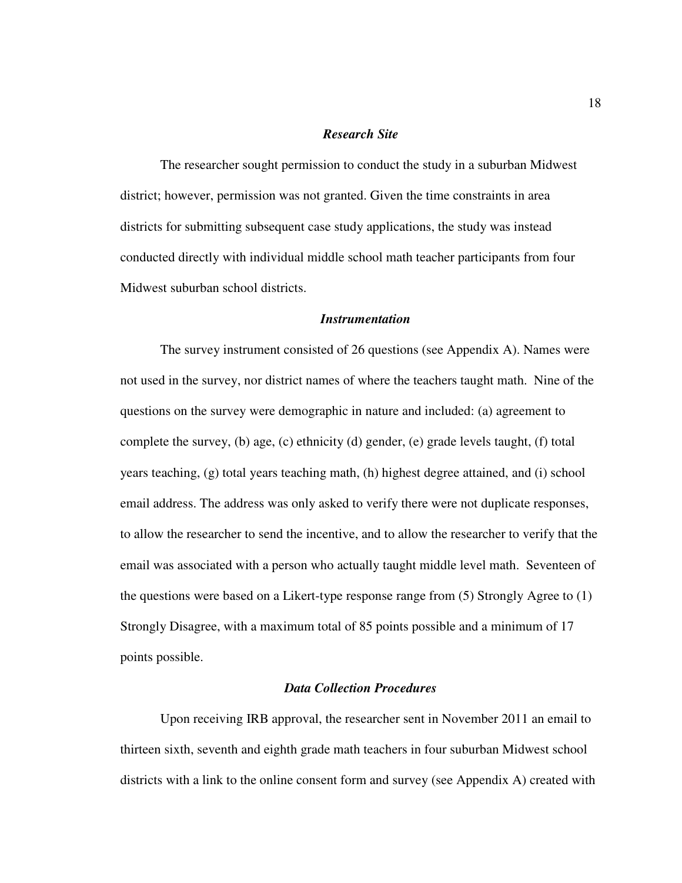### *Research Site*

The researcher sought permission to conduct the study in a suburban Midwest district; however, permission was not granted. Given the time constraints in area districts for submitting subsequent case study applications, the study was instead conducted directly with individual middle school math teacher participants from four Midwest suburban school districts.

### *Instrumentation*

The survey instrument consisted of 26 questions (see Appendix A). Names were not used in the survey, nor district names of where the teachers taught math. Nine of the questions on the survey were demographic in nature and included: (a) agreement to complete the survey, (b) age, (c) ethnicity (d) gender, (e) grade levels taught, (f) total years teaching, (g) total years teaching math, (h) highest degree attained, and (i) school email address. The address was only asked to verify there were not duplicate responses, to allow the researcher to send the incentive, and to allow the researcher to verify that the email was associated with a person who actually taught middle level math. Seventeen of the questions were based on a Likert-type response range from (5) Strongly Agree to (1) Strongly Disagree, with a maximum total of 85 points possible and a minimum of 17 points possible.

### *Data Collection Procedures*

Upon receiving IRB approval, the researcher sent in November 2011 an email to thirteen sixth, seventh and eighth grade math teachers in four suburban Midwest school districts with a link to the online consent form and survey (see Appendix A) created with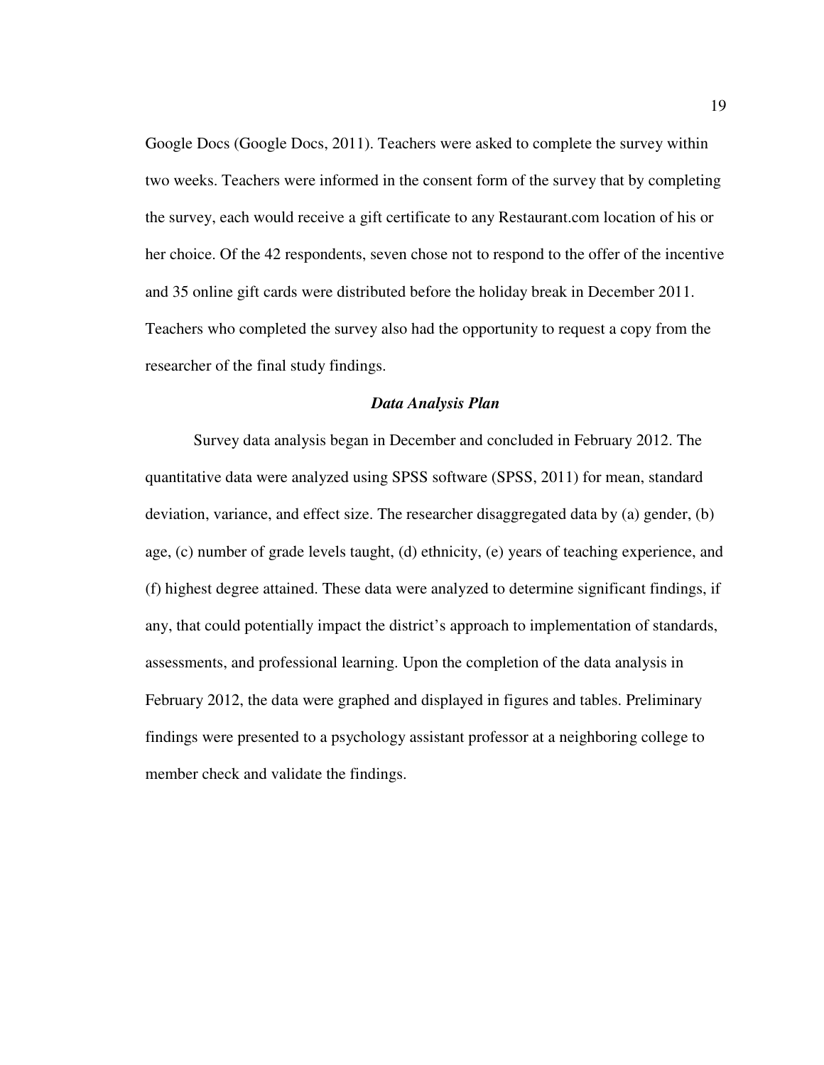Google Docs (Google Docs, 2011). Teachers were asked to complete the survey within two weeks. Teachers were informed in the consent form of the survey that by completing the survey, each would receive a gift certificate to any Restaurant.com location of his or her choice. Of the 42 respondents, seven chose not to respond to the offer of the incentive and 35 online gift cards were distributed before the holiday break in December 2011. Teachers who completed the survey also had the opportunity to request a copy from the researcher of the final study findings.

### *Data Analysis Plan*

Survey data analysis began in December and concluded in February 2012. The quantitative data were analyzed using SPSS software (SPSS, 2011) for mean, standard deviation, variance, and effect size. The researcher disaggregated data by (a) gender, (b) age, (c) number of grade levels taught, (d) ethnicity, (e) years of teaching experience, and (f) highest degree attained. These data were analyzed to determine significant findings, if any, that could potentially impact the district's approach to implementation of standards, assessments, and professional learning. Upon the completion of the data analysis in February 2012, the data were graphed and displayed in figures and tables. Preliminary findings were presented to a psychology assistant professor at a neighboring college to member check and validate the findings.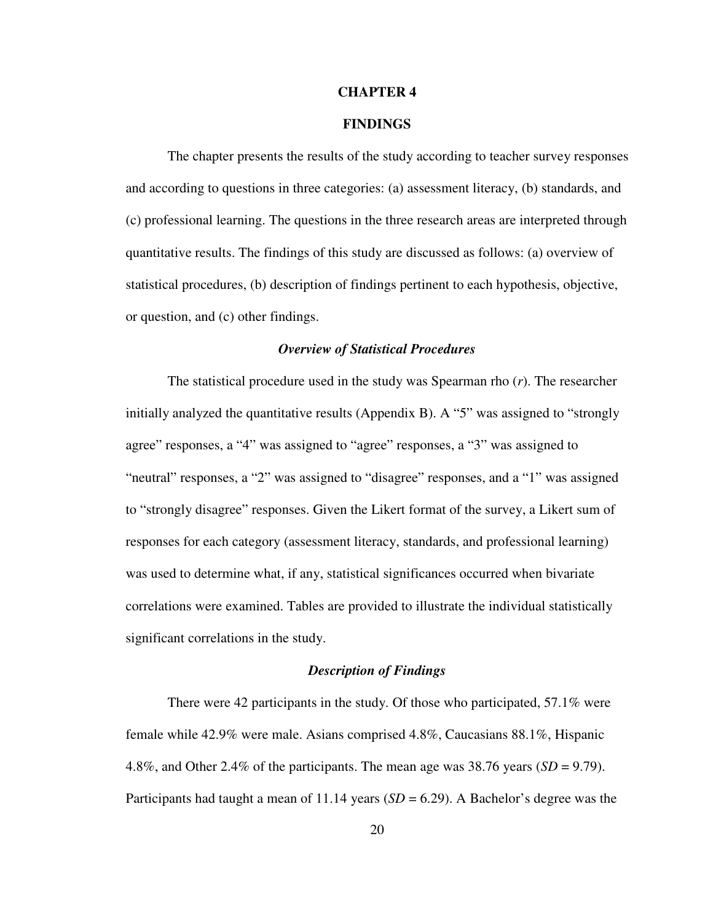# CHAPTER 4

# FINDINGS

The chapter presents the results of the study according to teacher survey responses and according to questions in three categories: (a) assessment literacy, (b) standards, and (c) professional learning. The questions in the three research areas are interpreted through quantitative results. The findings of this study are discussed as follows: (a) overview of statistical procedures, (b) description of findings pertinent to each hypothesis, objective, or question, and (c) other findings.

### *Overview of Statistical Procedures*

The statistical procedure used in the study was Spearman rho ($r$). The researcher initially analyzed the quantitative results (Appendix B). A "5" was assigned to "strongly agree" responses, a "4" was assigned to "agree" responses, a "3" was assigned to "neutral" responses, a "2" was assigned to "disagree" responses, and a "1" was assigned to "strongly disagree" responses. Given the Likert format of the survey, a Likert sum of responses for each category (assessment literacy, standards, and professional learning) was used to determine what, if any, statistical significances occurred when bivariate correlations were examined. Tables are provided to illustrate the individual statistically significant correlations in the study.

### *Description of Findings*

There were 42 participants in the study. Of those who participated, 57.1% were female while 42.9% were male. Asians comprised 4.8%, Caucasians 88.1%, Hispanic 4.8%, and Other 2.4% of the participants. The mean age was 38.76 years ($SD$ = 9.79). Participants had taught a mean of 11.14 years ($SD$ = 6.29). A Bachelor's degree was the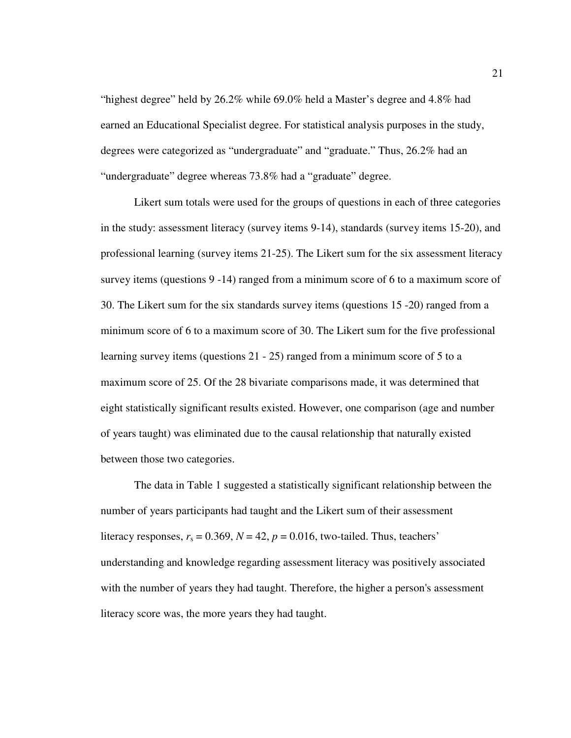"highest degree" held by 26.2% while 69.0% held a Master's degree and 4.8% had earned an Educational Specialist degree. For statistical analysis purposes in the study, degrees were categorized as "undergraduate" and "graduate." Thus, 26.2% had an "undergraduate" degree whereas 73.8% had a "graduate" degree.

Likert sum totals were used for the groups of questions in each of three categories in the study: assessment literacy (survey items 9-14), standards (survey items 15-20), and professional learning (survey items 21-25). The Likert sum for the six assessment literacy survey items (questions 9 -14) ranged from a minimum score of 6 to a maximum score of 30. The Likert sum for the six standards survey items (questions 15 -20) ranged from a minimum score of 6 to a maximum score of 30. The Likert sum for the five professional learning survey items (questions 21 - 25) ranged from a minimum score of 5 to a maximum score of 25. Of the 28 bivariate comparisons made, it was determined that eight statistically significant results existed. However, one comparison (age and number of years taught) was eliminated due to the causal relationship that naturally existed between those two categories.

The data in Table 1 suggested a statistically significant relationship between the number of years participants had taught and the Likert sum of their assessment literacy responses, $r_s = 0.369$, $N = 42$, $p = 0.016$, two-tailed. Thus, teachers' understanding and knowledge regarding assessment literacy was positively associated with the number of years they had taught. Therefore, the higher a person's assessment literacy score was, the more years they had taught.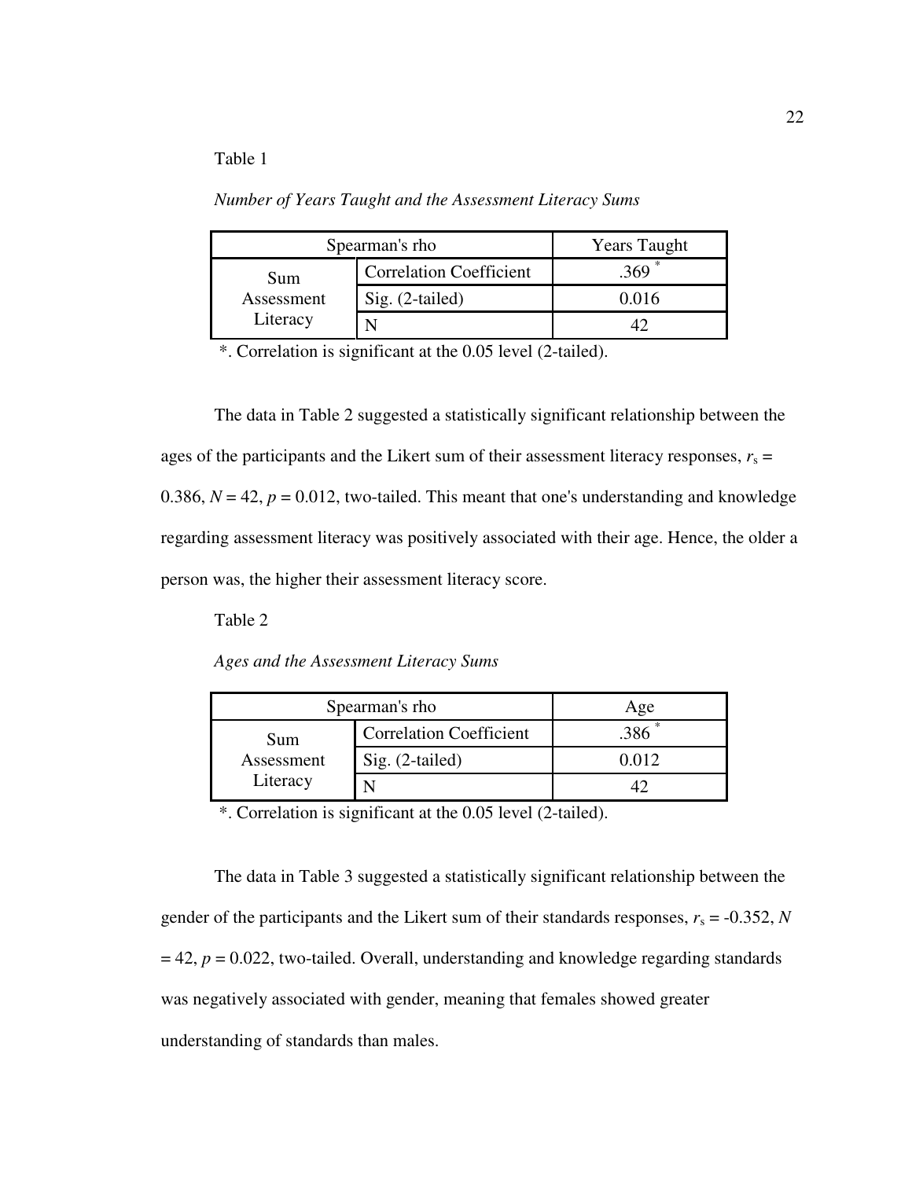Table 1

*Number of Years Taught and the Assessment Literacy Sums*

| Spearman's rho | | Years Taught |
|---|---|---|
| Sum Assessment Literacy | Correlation Coefficient | .369 * |
| | Sig. (2-tailed) | 0.016 |
| | N | 42 |

*. Correlation is significant at the 0.05 level (2-tailed).

The data in Table 2 suggested a statistically significant relationship between the ages of the participants and the Likert sum of their assessment literacy responses, $r_s$ = 0.386, $N$ = 42, $p$ = 0.012, two-tailed. This meant that one's understanding and knowledge regarding assessment literacy was positively associated with their age. Hence, the older a person was, the higher their assessment literacy score.

Table 2

*Ages and the Assessment Literacy Sums*

| Spearman's rho | | Age |
|---|---|---|
| Sum Assessment Literacy | Correlation Coefficient | .386 * |
| | Sig. (2-tailed) | 0.012 |
| | N | 42 |

*. Correlation is significant at the 0.05 level (2-tailed).

The data in Table 3 suggested a statistically significant relationship between the gender of the participants and the Likert sum of their standards responses, $r_s$ = -0.352, $N$ = 42, $p$ = 0.022, two-tailed. Overall, understanding and knowledge regarding standards was negatively associated with gender, meaning that females showed greater understanding of standards than males.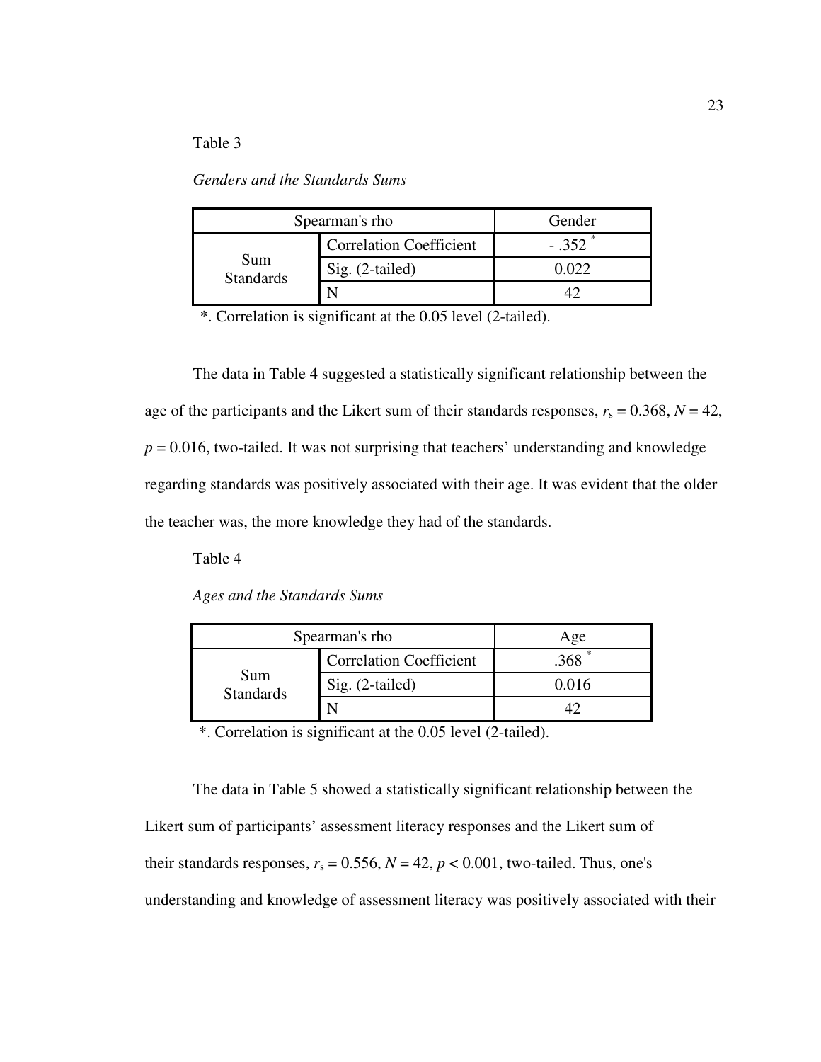Table 3

*Genders and the Standards Sums*

| Spearman's rho | | Gender |
|---|---|---|
| Sum Standards | Correlation Coefficient | - .352 * |
| | Sig. (2-tailed) | 0.022 |
| | N | 42 |

*. Correlation is significant at the 0.05 level (2-tailed).

The data in Table 4 suggested a statistically significant relationship between the age of the participants and the Likert sum of their standards responses, $r_s = 0.368$, $N = 42$, $p = 0.016$, two-tailed. It was not surprising that teachers' understanding and knowledge regarding standards was positively associated with their age. It was evident that the older the teacher was, the more knowledge they had of the standards.

Table 4

*Ages and the Standards Sums*

| Spearman's rho | | Age |
|---|---|---|
| Sum Standards | Correlation Coefficient | .368 * |
| | Sig. (2-tailed) | 0.016 |
| | N | 42 |

*. Correlation is significant at the 0.05 level (2-tailed).

The data in Table 5 showed a statistically significant relationship between the Likert sum of participants' assessment literacy responses and the Likert sum of their standards responses, $r_s = 0.556$, $N = 42$, $p < 0.001$, two-tailed. Thus, one's understanding and knowledge of assessment literacy was positively associated with their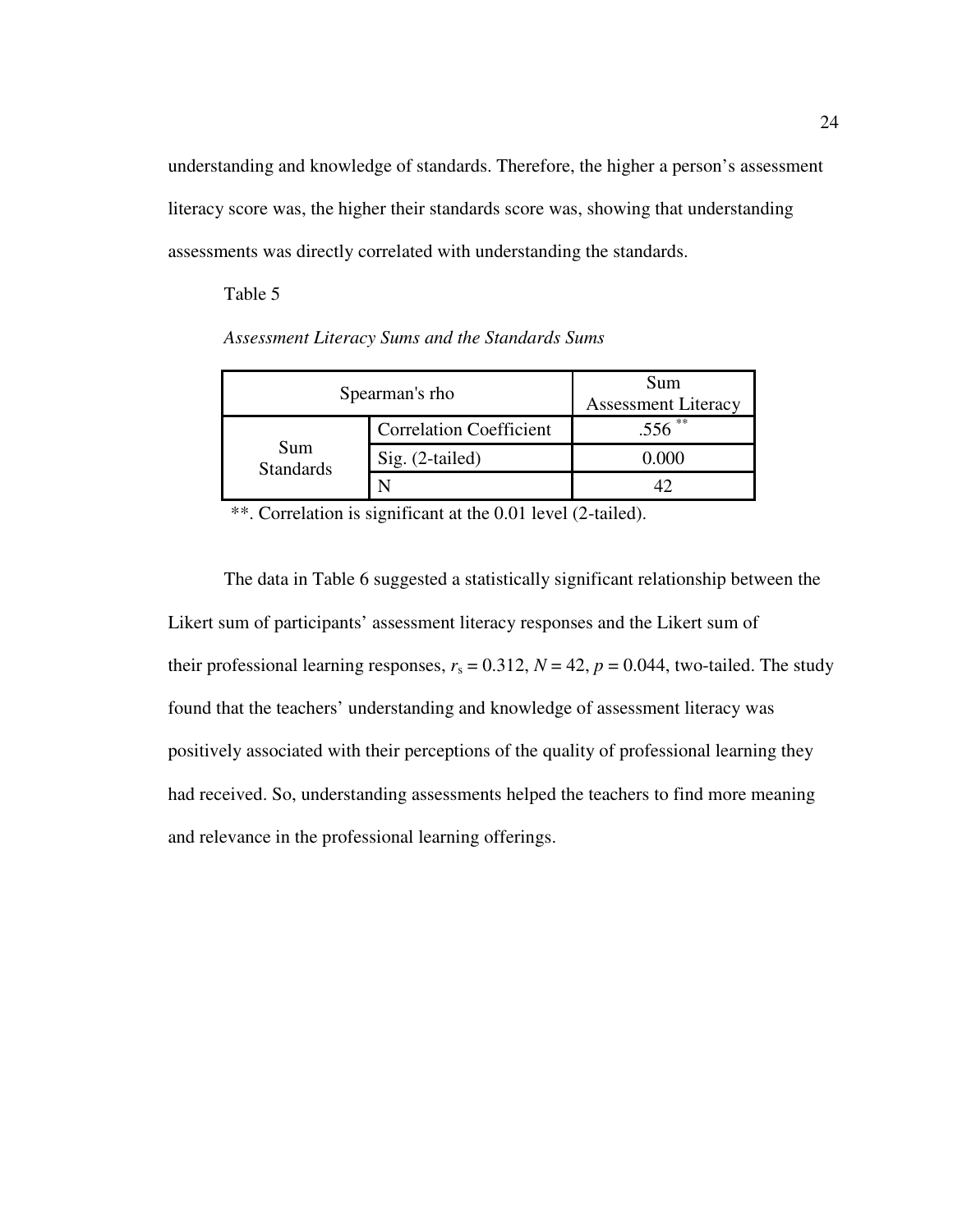understanding and knowledge of standards. Therefore, the higher a person's assessment literacy score was, the higher their standards score was, showing that understanding assessments was directly correlated with understanding the standards.

Table 5

*Assessment Literacy Sums and the Standards Sums*

| Spearman's rho | | Sum Assessment Literacy |
|---|---|---|
| Sum Standards | Correlation Coefficient | .556** |
| | Sig. (2-tailed) | 0.000 |
| | N | 42 |

**. Correlation is significant at the 0.01 level (2-tailed).

The data in Table 6 suggested a statistically significant relationship between the Likert sum of participants' assessment literacy responses and the Likert sum of their professional learning responses, $r_s = 0.312$, $N = 42$, $p = 0.044$, two-tailed. The study found that the teachers' understanding and knowledge of assessment literacy was positively associated with their perceptions of the quality of professional learning they had received. So, understanding assessments helped the teachers to find more meaning and relevance in the professional learning offerings.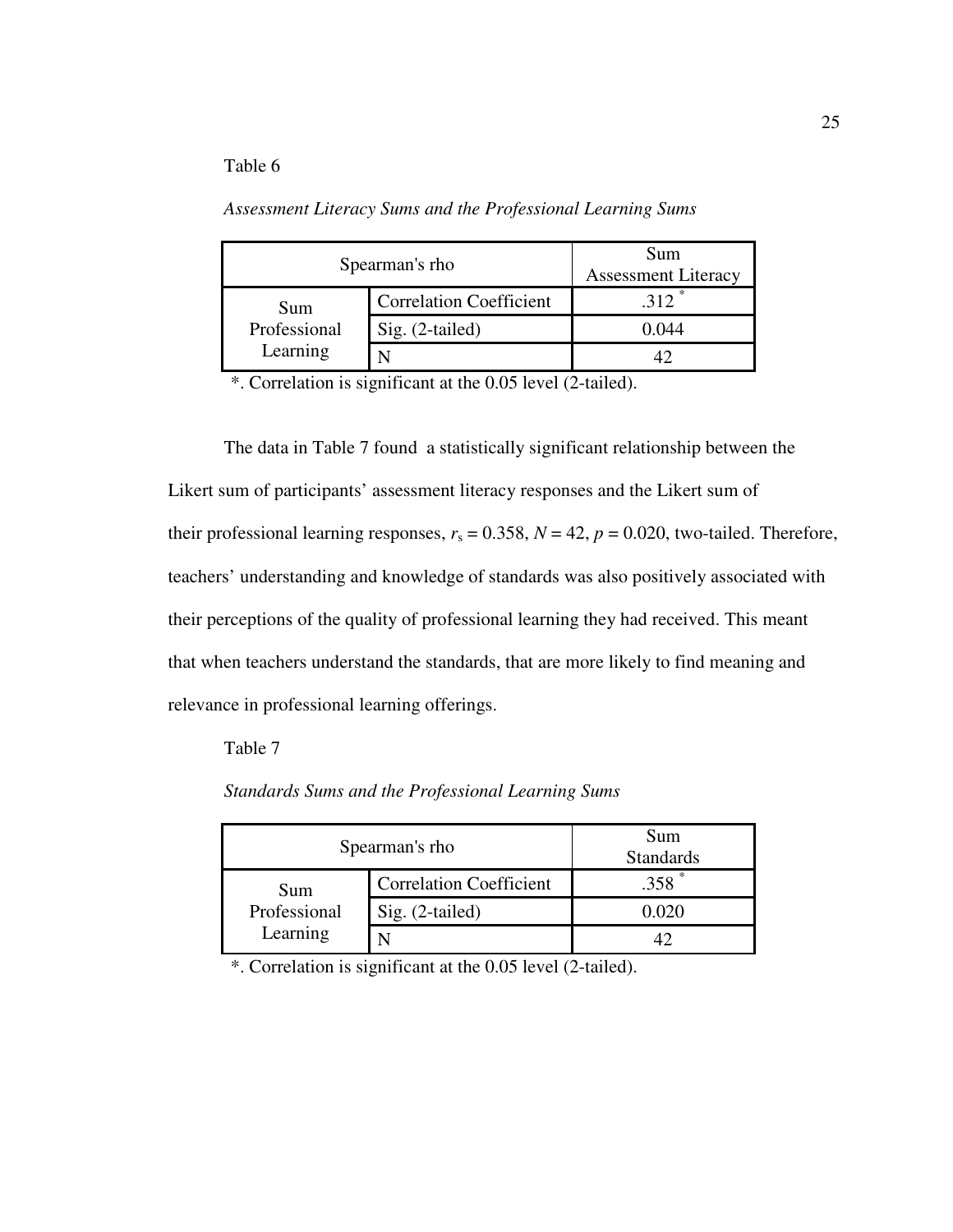Table 6

*Assessment Literacy Sums and the Professional Learning Sums*

| Spearman's rho | | Sum Assessment Literacy |
|---|---|---|
| Sum Professional Learning | Correlation Coefficient | .312 * |
| | Sig. (2-tailed) | 0.044 |
| | N | 42 |

*. Correlation is significant at the 0.05 level (2-tailed).

The data in Table 7 found a statistically significant relationship between the Likert sum of participants' assessment literacy responses and the Likert sum of their professional learning responses, $r_s = 0.358$, $N = 42$, $p = 0.020$, two-tailed. Therefore, teachers' understanding and knowledge of standards was also positively associated with their perceptions of the quality of professional learning they had received. This meant that when teachers understand the standards, that are more likely to find meaning and relevance in professional learning offerings.

Table 7

*Standards Sums and the Professional Learning Sums*

| Spearman's rho | | Sum Standards |
|---|---|---|
| Sum Professional Learning | Correlation Coefficient | .358 * |
| | Sig. (2-tailed) | 0.020 |
| | N | 42 |

*. Correlation is significant at the 0.05 level (2-tailed).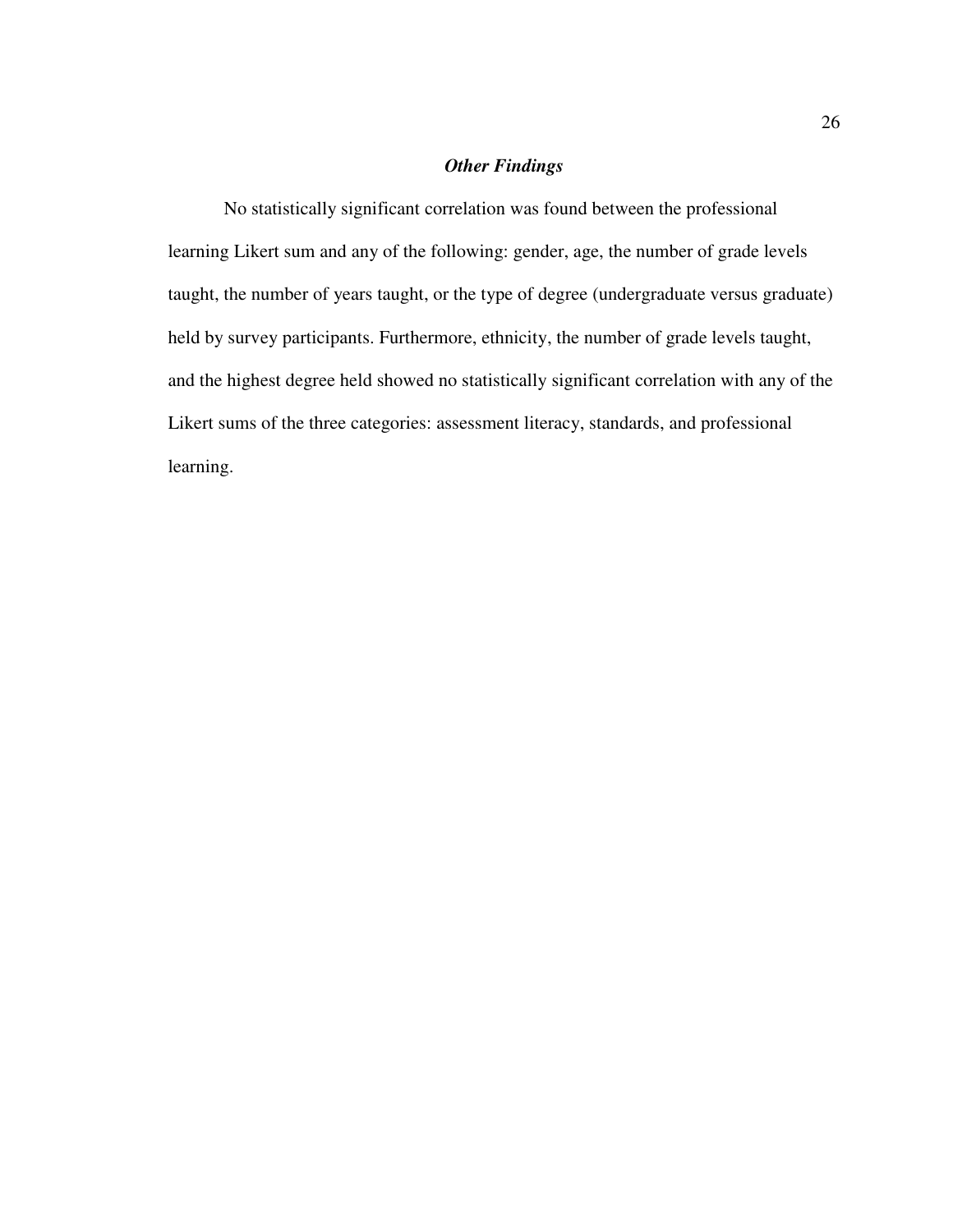### ***Other Findings***

No statistically significant correlation was found between the professional learning Likert sum and any of the following: gender, age, the number of grade levels taught, the number of years taught, or the type of degree (undergraduate versus graduate) held by survey participants. Furthermore, ethnicity, the number of grade levels taught, and the highest degree held showed no statistically significant correlation with any of the Likert sums of the three categories: assessment literacy, standards, and professional learning.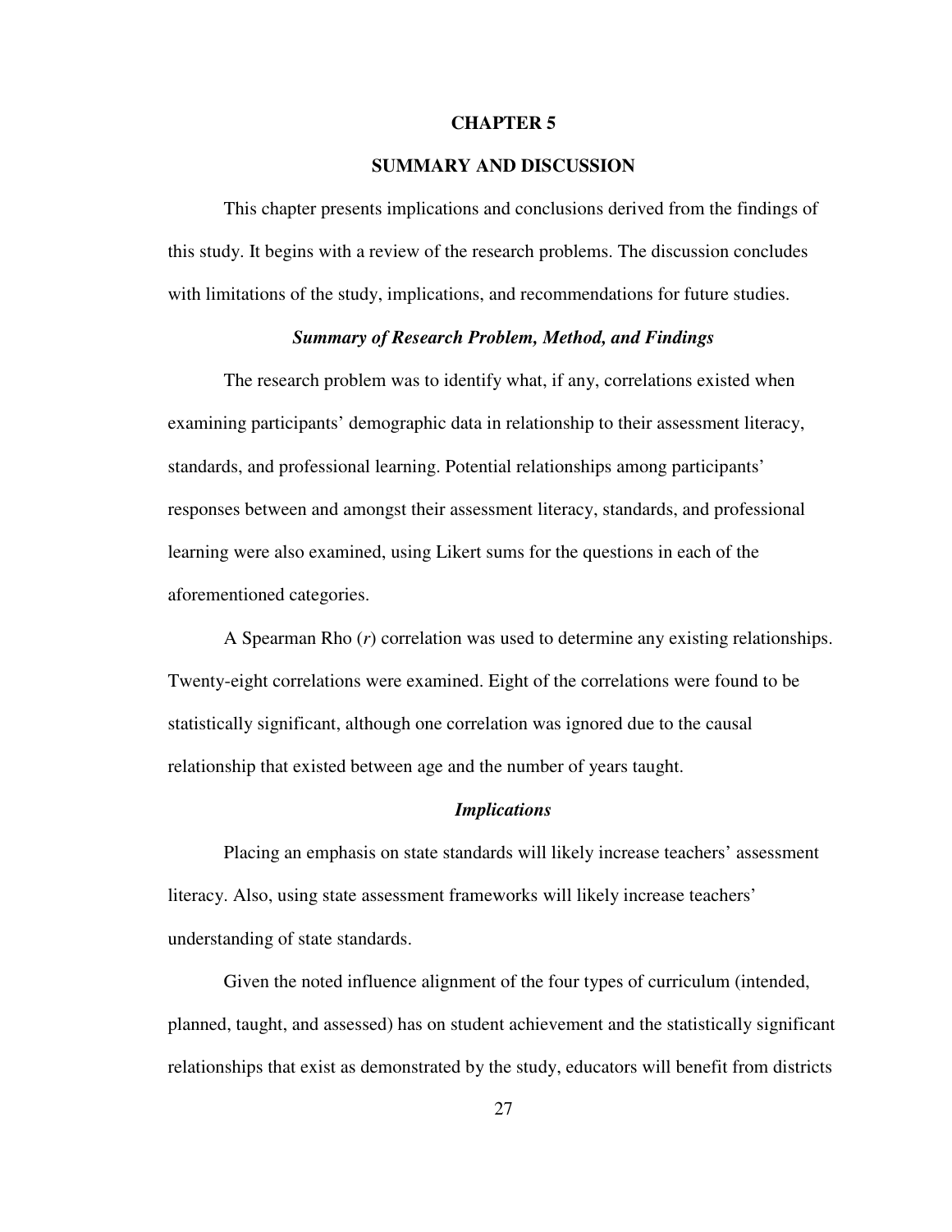# CHAPTER 5

# SUMMARY AND DISCUSSION

This chapter presents implications and conclusions derived from the findings of this study. It begins with a review of the research problems. The discussion concludes with limitations of the study, implications, and recommendations for future studies.

### *Summary of Research Problem, Method, and Findings*

The research problem was to identify what, if any, correlations existed when examining participants' demographic data in relationship to their assessment literacy, standards, and professional learning. Potential relationships among participants' responses between and amongst their assessment literacy, standards, and professional learning were also examined, using Likert sums for the questions in each of the aforementioned categories.

A Spearman Rho ($r$) correlation was used to determine any existing relationships. Twenty-eight correlations were examined. Eight of the correlations were found to be statistically significant, although one correlation was ignored due to the causal relationship that existed between age and the number of years taught.

### *Implications*

Placing an emphasis on state standards will likely increase teachers' assessment literacy. Also, using state assessment frameworks will likely increase teachers' understanding of state standards.

Given the noted influence alignment of the four types of curriculum (intended, planned, taught, and assessed) has on student achievement and the statistically significant relationships that exist as demonstrated by the study, educators will benefit from districts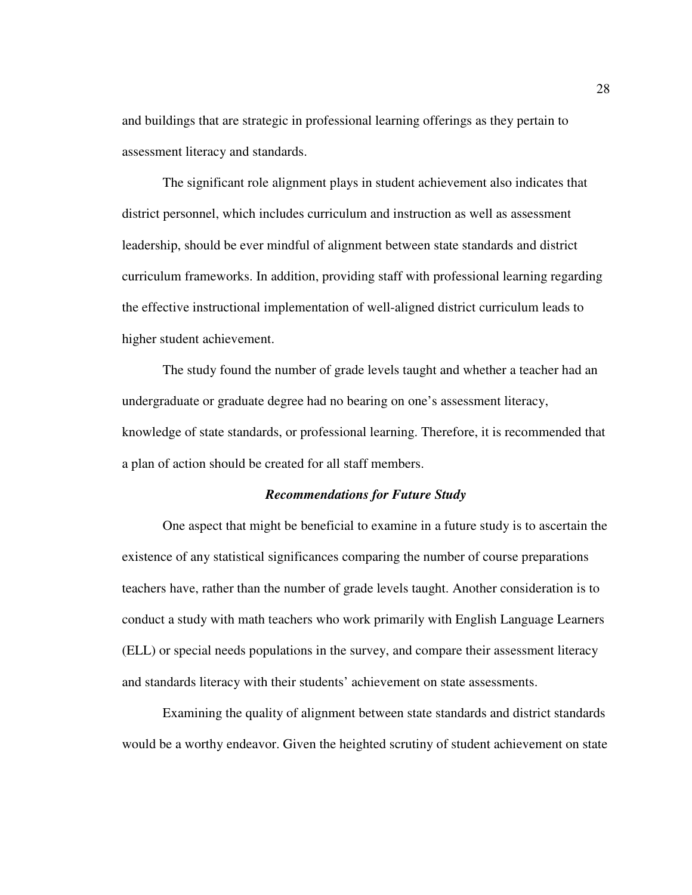and buildings that are strategic in professional learning offerings as they pertain to assessment literacy and standards.

The significant role alignment plays in student achievement also indicates that district personnel, which includes curriculum and instruction as well as assessment leadership, should be ever mindful of alignment between state standards and district curriculum frameworks. In addition, providing staff with professional learning regarding the effective instructional implementation of well-aligned district curriculum leads to higher student achievement.

The study found the number of grade levels taught and whether a teacher had an undergraduate or graduate degree had no bearing on one's assessment literacy, knowledge of state standards, or professional learning. Therefore, it is recommended that a plan of action should be created for all staff members.

### *Recommendations for Future Study*

One aspect that might be beneficial to examine in a future study is to ascertain the existence of any statistical significances comparing the number of course preparations teachers have, rather than the number of grade levels taught. Another consideration is to conduct a study with math teachers who work primarily with English Language Learners (ELL) or special needs populations in the survey, and compare their assessment literacy and standards literacy with their students' achievement on state assessments.

Examining the quality of alignment between state standards and district standards would be a worthy endeavor. Given the heighted scrutiny of student achievement on state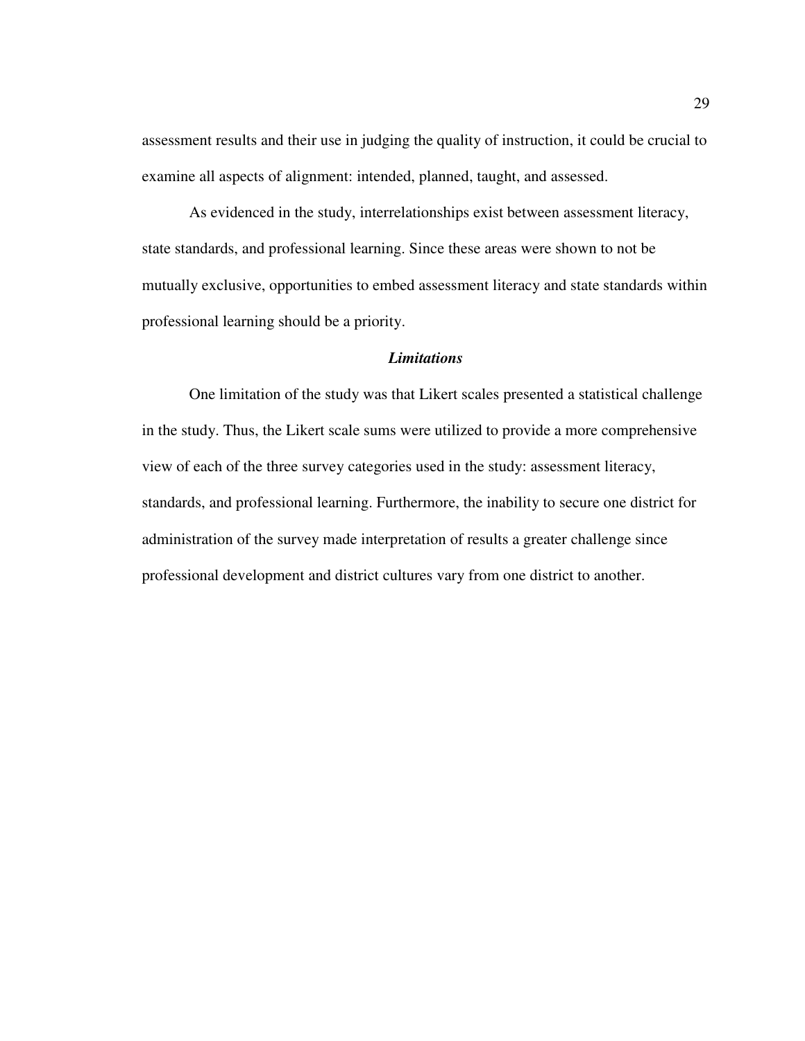assessment results and their use in judging the quality of instruction, it could be crucial to examine all aspects of alignment: intended, planned, taught, and assessed.

As evidenced in the study, interrelationships exist between assessment literacy, state standards, and professional learning. Since these areas were shown to not be mutually exclusive, opportunities to embed assessment literacy and state standards within professional learning should be a priority.

### *Limitations*

One limitation of the study was that Likert scales presented a statistical challenge in the study. Thus, the Likert scale sums were utilized to provide a more comprehensive view of each of the three survey categories used in the study: assessment literacy, standards, and professional learning. Furthermore, the inability to secure one district for administration of the survey made interpretation of results a greater challenge since professional development and district cultures vary from one district to another.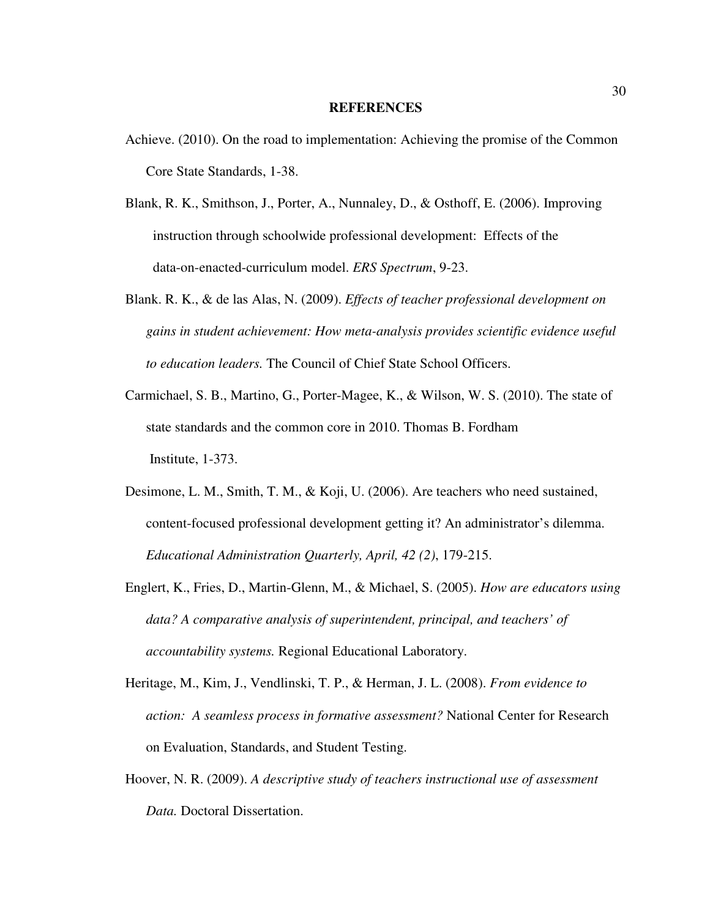# REFERENCES

Achieve. (2010). On the road to implementation: Achieving the promise of the Common Core State Standards, 1-38.

Blank, R. K., Smithson, J., Porter, A., Nunnaley, D., & Osthoff, E. (2006). Improving instruction through schoolwide professional development: Effects of the data-on-enacted-curriculum model. *ERS Spectrum*, 9-23.

Blank. R. K., & de las Alas, N. (2009). *Effects of teacher professional development on gains in student achievement: How meta-analysis provides scientific evidence useful to education leaders.* The Council of Chief State School Officers.

Carmichael, S. B., Martino, G., Porter-Magee, K., & Wilson, W. S. (2010). The state of state standards and the common core in 2010. Thomas B. Fordham Institute, 1-373.

Desimone, L. M., Smith, T. M., & Koji, U. (2006). Are teachers who need sustained, content-focused professional development getting it? An administrator's dilemma. *Educational Administration Quarterly, April, 42 (2)*, 179-215.

Englert, K., Fries, D., Martin-Glenn, M., & Michael, S. (2005). *How are educators using data? A comparative analysis of superintendent, principal, and teachers' of accountability systems.* Regional Educational Laboratory.

Heritage, M., Kim, J., Vendlinski, T. P., & Herman, J. L. (2008). *From evidence to action: A seamless process in formative assessment?* National Center for Research on Evaluation, Standards, and Student Testing.

Hoover, N. R. (2009). *A descriptive study of teachers instructional use of assessment Data.* Doctoral Dissertation.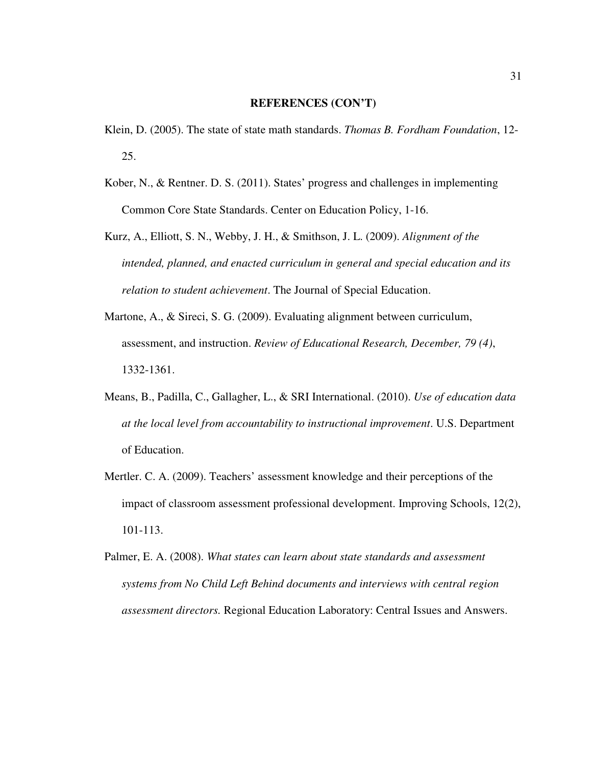## REFERENCES (CON'T)

Klein, D. (2005). The state of state math standards. *Thomas B. Fordham Foundation*, 12-25.

Kober, N., & Rentner. D. S. (2011). States' progress and challenges in implementing Common Core State Standards. Center on Education Policy, 1-16.

Kurz, A., Elliott, S. N., Webby, J. H., & Smithson, J. L. (2009). *Alignment of the intended, planned, and enacted curriculum in general and special education and its relation to student achievement*. The Journal of Special Education.

Martone, A., & Sireci, S. G. (2009). Evaluating alignment between curriculum, assessment, and instruction. *Review of Educational Research, December, 79 (4)*, 1332-1361.

Means, B., Padilla, C., Gallagher, L., & SRI International. (2010). *Use of education data at the local level from accountability to instructional improvement*. U.S. Department of Education.

Mertler. C. A. (2009). Teachers' assessment knowledge and their perceptions of the impact of classroom assessment professional development. Improving Schools, 12(2), 101-113.

Palmer, E. A. (2008). *What states can learn about state standards and assessment systems from No Child Left Behind documents and interviews with central region assessment directors.* Regional Education Laboratory: Central Issues and Answers.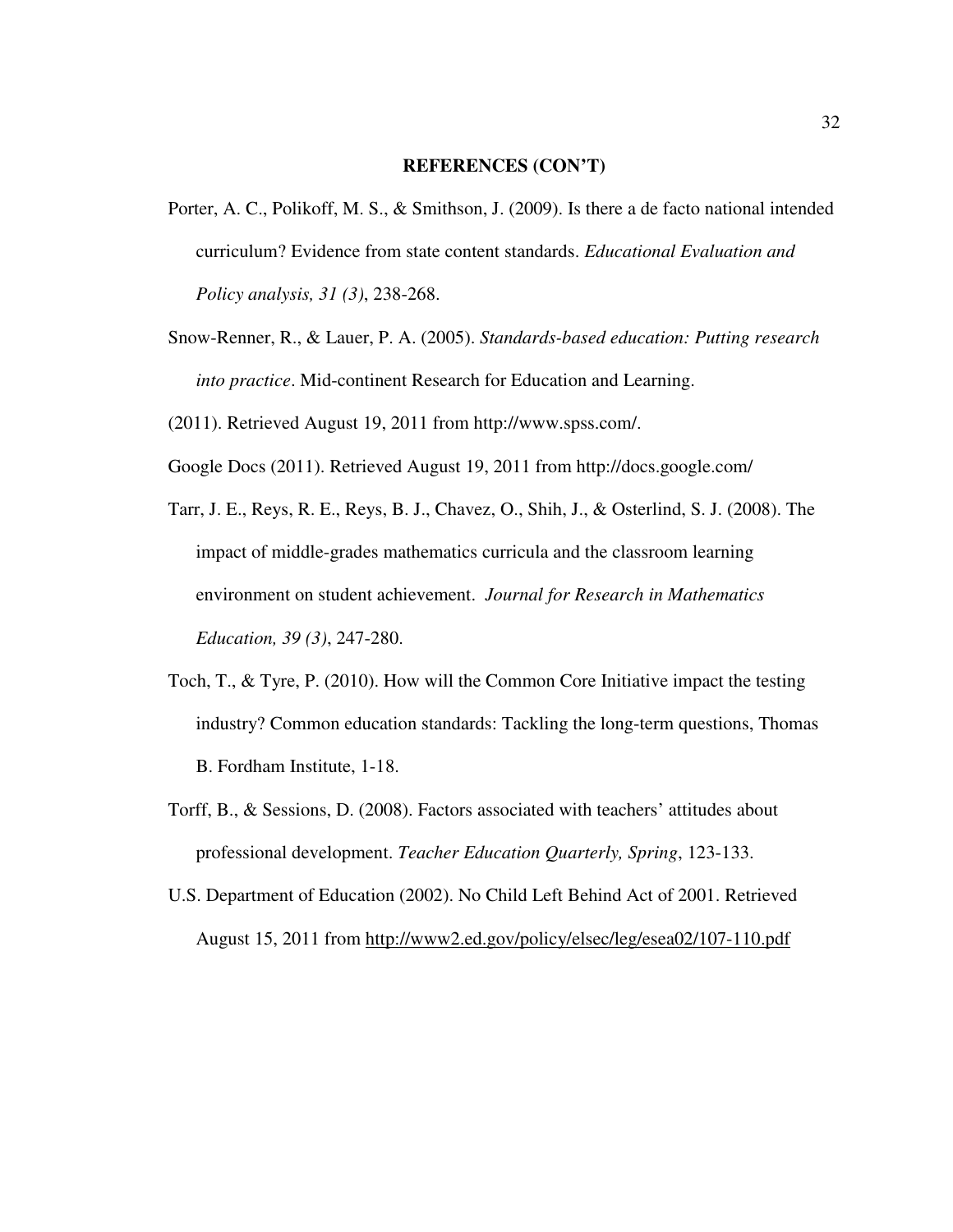**REFERENCES (CON'T)**

Porter, A. C., Polikoff, M. S., & Smithson, J. (2009). Is there a de facto national intended curriculum? Evidence from state content standards. *Educational Evaluation and Policy analysis, 31 (3)*, 238-268.

Snow-Renner, R., & Lauer, P. A. (2005). *Standards-based education: Putting research into practice*. Mid-continent Research for Education and Learning.

(2011). Retrieved August 19, 2011 from http://www.spss.com/.

Google Docs (2011). Retrieved August 19, 2011 from http://docs.google.com/

Tarr, J. E., Reys, R. E., Reys, B. J., Chavez, O., Shih, J., & Osterlind, S. J. (2008). The impact of middle-grades mathematics curricula and the classroom learning environment on student achievement. *Journal for Research in Mathematics Education, 39 (3)*, 247-280.

Toch, T., & Tyre, P. (2010). How will the Common Core Initiative impact the testing industry? Common education standards: Tackling the long-term questions, Thomas B. Fordham Institute, 1-18.

Torff, B., & Sessions, D. (2008). Factors associated with teachers' attitudes about professional development. *Teacher Education Quarterly, Spring*, 123-133.

U.S. Department of Education (2002). No Child Left Behind Act of 2001. Retrieved August 15, 2011 from http://www2.ed.gov/policy/elsec/leg/esea02/107-110.pdf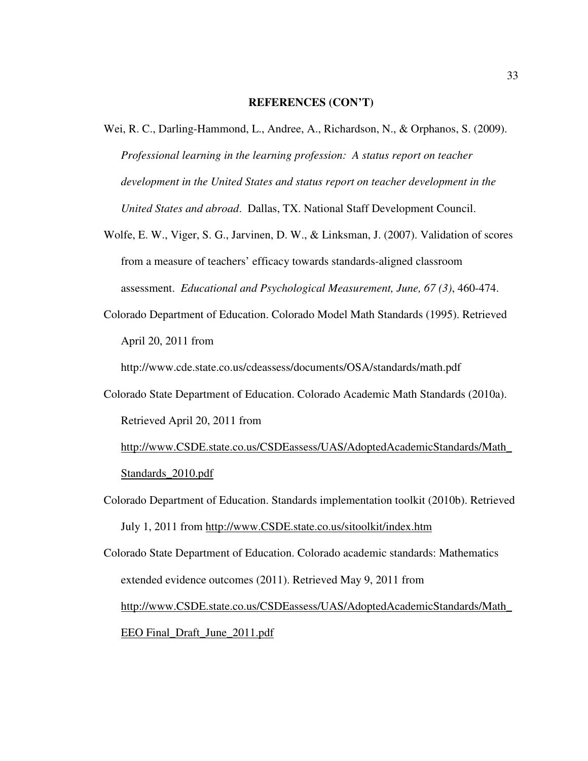## REFERENCES (CON'T)

Wei, R. C., Darling-Hammond, L., Andree, A., Richardson, N., & Orphanos, S. (2009). *Professional learning in the learning profession: A status report on teacher development in the United States and status report on teacher development in the United States and abroad*. Dallas, TX. National Staff Development Council.

Wolfe, E. W., Viger, S. G., Jarvinen, D. W., & Linksman, J. (2007). Validation of scores from a measure of teachers' efficacy towards standards-aligned classroom assessment. *Educational and Psychological Measurement, June, 67 (3)*, 460-474.

Colorado Department of Education. Colorado Model Math Standards (1995). Retrieved April 20, 2011 from http://www.cde.state.co.us/cdeassess/documents/OSA/standards/math.pdf

Colorado State Department of Education. Colorado Academic Math Standards (2010a). Retrieved April 20, 2011 from http://www.CSDE.state.co.us/CSDEassess/UAS/AdoptedAcademicStandards/Math_Standards_2010.pdf

Colorado Department of Education. Standards implementation toolkit (2010b). Retrieved July 1, 2011 from http://www.CSDE.state.co.us/sitoolkit/index.htm

Colorado State Department of Education. Colorado academic standards: Mathematics extended evidence outcomes (2011). Retrieved May 9, 2011 from http://www.CSDE.state.co.us/CSDEassess/UAS/AdoptedAcademicStandards/Math_EEO Final_Draft_June_2011.pdf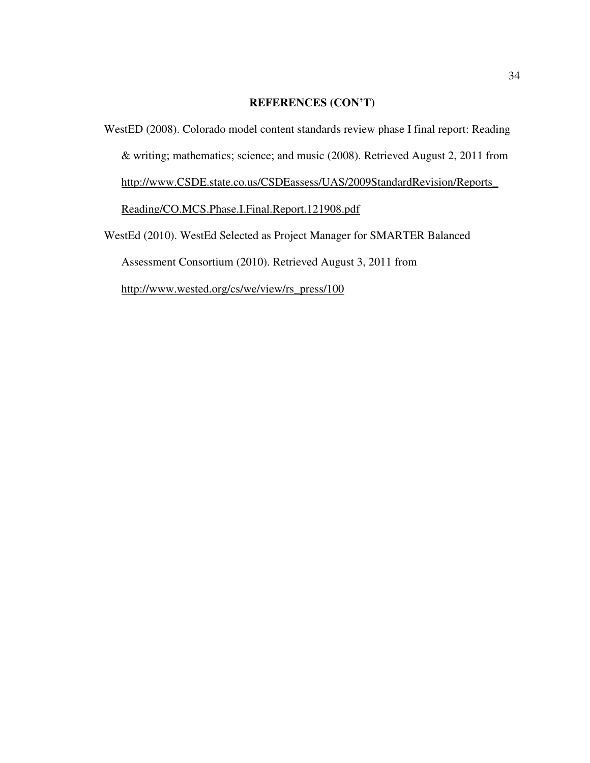## REFERENCES (CON'T)

WestED (2008). Colorado model content standards review phase I final report: Reading & writing; mathematics; science; and music (2008). Retrieved August 2, 2011 from http://www.CSDE.state.co.us/CSDEassess/UAS/2009StandardRevision/Reports_Reading/CO.MCS.Phase.I.Final.Report.121908.pdf

WestEd (2010). WestEd Selected as Project Manager for SMARTER Balanced Assessment Consortium (2010). Retrieved August 3, 2011 from http://www.wested.org/cs/we/view/rs_press/100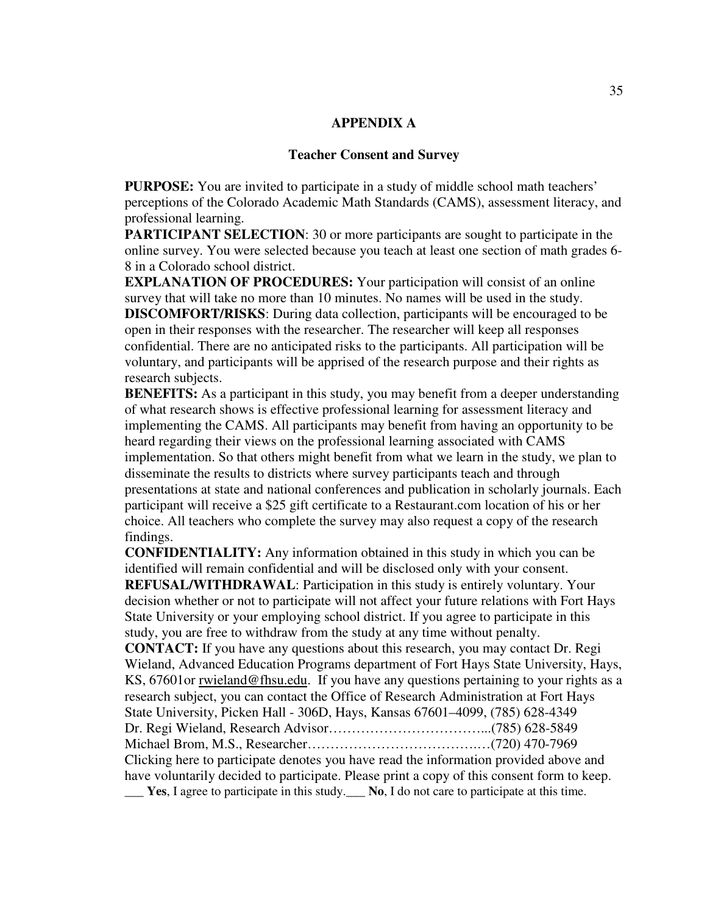# APPENDIX A

## Teacher Consent and Survey

**PURPOSE:** You are invited to participate in a study of middle school math teachers' perceptions of the Colorado Academic Math Standards (CAMS), assessment literacy, and professional learning.

**PARTICIPANT SELECTION**: 30 or more participants are sought to participate in the online survey. You were selected because you teach at least one section of math grades 6-8 in a Colorado school district.

**EXPLANATION OF PROCEDURES:** Your participation will consist of an online survey that will take no more than 10 minutes. No names will be used in the study.

**DISCOMFORT/RISKS**: During data collection, participants will be encouraged to be open in their responses with the researcher. The researcher will keep all responses confidential. There are no anticipated risks to the participants. All participation will be voluntary, and participants will be apprised of the research purpose and their rights as research subjects.

**BENEFITS:** As a participant in this study, you may benefit from a deeper understanding of what research shows is effective professional learning for assessment literacy and implementing the CAMS. All participants may benefit from having an opportunity to be heard regarding their views on the professional learning associated with CAMS implementation. So that others might benefit from what we learn in the study, we plan to disseminate the results to districts where survey participants teach and through presentations at state and national conferences and publication in scholarly journals. Each participant will receive a $25 gift certificate to a Restaurant.com location of his or her choice. All teachers who complete the survey may also request a copy of the research findings.

**CONFIDENTIALITY:** Any information obtained in this study in which you can be identified will remain confidential and will be disclosed only with your consent.

**REFUSAL/WITHDRAWAL**: Participation in this study is entirely voluntary. Your decision whether or not to participate will not affect your future relations with Fort Hays State University or your employing school district. If you agree to participate in this study, you are free to withdraw from the study at any time without penalty.

**CONTACT:** If you have any questions about this research, you may contact Dr. Regi Wieland, Advanced Education Programs department of Fort Hays State University, Hays, KS, 67601or rwieland@fhsu.edu. If you have any questions pertaining to your rights as a research subject, you can contact the Office of Research Administration at Fort Hays State University, Picken Hall - 306D, Hays, Kansas 67601–4099, (785) 628-4349

Dr. Regi Wieland, Research Advisor……………………………...(785) 628-5849

Michael Brom, M.S., Researcher……………………………….…(720) 470-7969

Clicking here to participate denotes you have read the information provided above and have voluntarily decided to participate. Please print a copy of this consent form to keep.

___ **Yes**, I agree to participate in this study.___ **No**, I do not care to participate at this time.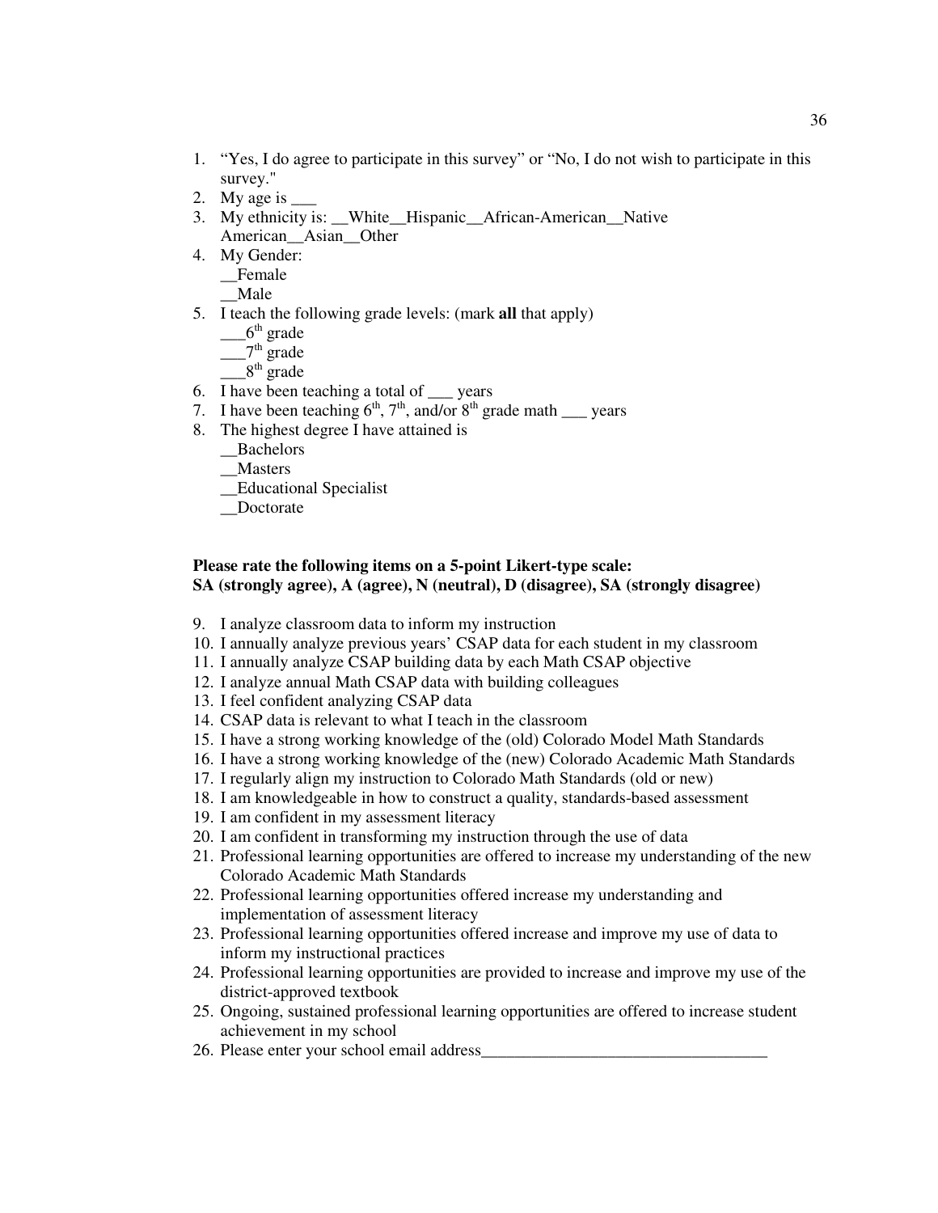1. “Yes, I do agree to participate in this survey” or “No, I do not wish to participate in this survey."
2. My age is ___
3. My ethnicity is: __White__Hispanic__African-American__Native American__Asian__Other
4. My Gender:
   __Female
   __Male
5. I teach the following grade levels: (mark **all** that apply)
   ___6th grade
   ___7th grade
   ___8th grade
6. I have been teaching a total of ___ years
7. I have been teaching 6th, 7th, and/or 8th grade math ___ years
8. The highest degree I have attained is
   __Bachelors
   __Masters
   __Educational Specialist
   __Doctorate

**Please rate the following items on a 5-point Likert-type scale:**
**SA (strongly agree), A (agree), N (neutral), D (disagree), SA (strongly disagree)**

9. I analyze classroom data to inform my instruction
10. I annually analyze previous years’ CSAP data for each student in my classroom
11. I annually analyze CSAP building data by each Math CSAP objective
12. I analyze annual Math CSAP data with building colleagues
13. I feel confident analyzing CSAP data
14. CSAP data is relevant to what I teach in the classroom
15. I have a strong working knowledge of the (old) Colorado Model Math Standards
16. I have a strong working knowledge of the (new) Colorado Academic Math Standards
17. I regularly align my instruction to Colorado Math Standards (old or new)
18. I am knowledgeable in how to construct a quality, standards-based assessment
19. I am confident in my assessment literacy
20. I am confident in transforming my instruction through the use of data
21. Professional learning opportunities are offered to increase my understanding of the new Colorado Academic Math Standards
22. Professional learning opportunities offered increase my understanding and implementation of assessment literacy
23. Professional learning opportunities offered increase and improve my use of data to inform my instructional practices
24. Professional learning opportunities are provided to increase and improve my use of the district-approved textbook
25. Ongoing, sustained professional learning opportunities are offered to increase student achievement in my school
26. Please enter your school email address__________________________________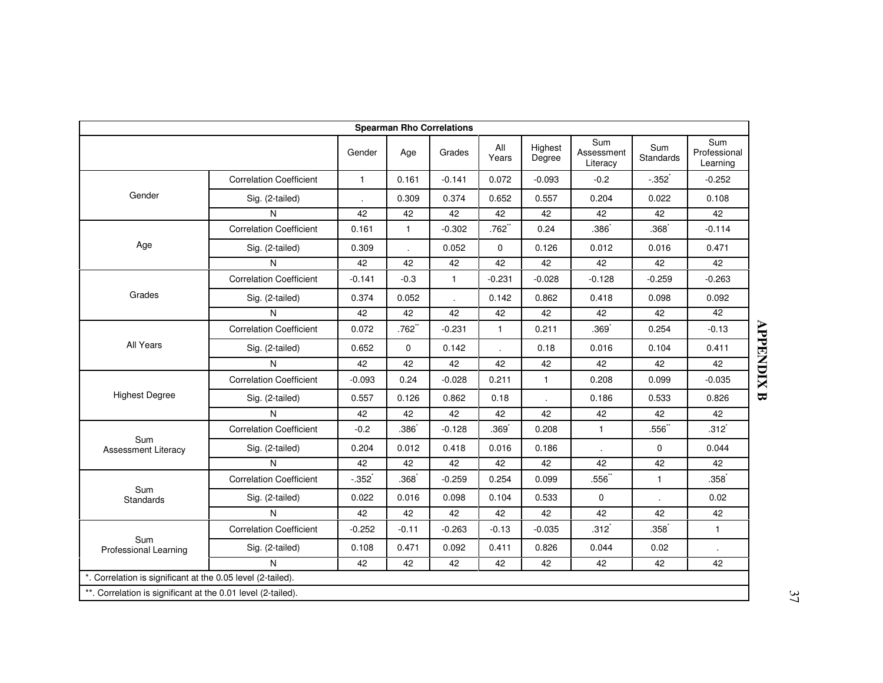# APPENDIX B

| Spearman Rho Correlations | | Gender | Age | Grades | All Years | Highest Degree | Sum Assessment Literacy | Sum Standards | Sum Professional Learning |
|---|---|---|---|---|---|---|---|---|---|
| Gender | Correlation Coefficient | 1 | 0.161 | -0.141 | 0.072 | -0.093 | -0.2 | -.352* | -0.252 |
| | Sig. (2-tailed) | . | 0.309 | 0.374 | 0.652 | 0.557 | 0.204 | 0.022 | 0.108 |
| | N | 42 | 42 | 42 | 42 | 42 | 42 | 42 | 42 |
| Age | Correlation Coefficient | 0.161 | 1 | -0.302 | .762** | 0.24 | .386* | .368* | -0.114 |
| | Sig. (2-tailed) | 0.309 | . | 0.052 | 0 | 0.126 | 0.012 | 0.016 | 0.471 |
| | N | 42 | 42 | 42 | 42 | 42 | 42 | 42 | 42 |
| Grades | Correlation Coefficient | -0.141 | -0.3 | 1 | -0.231 | -0.028 | -0.128 | -0.259 | -0.263 |
| | Sig. (2-tailed) | 0.374 | 0.052 | . | 0.142 | 0.862 | 0.418 | 0.098 | 0.092 |
| | N | 42 | 42 | 42 | 42 | 42 | 42 | 42 | 42 |
| All Years | Correlation Coefficient | 0.072 | .762** | -0.231 | 1 | 0.211 | .369* | 0.254 | -0.13 |
| | Sig. (2-tailed) | 0.652 | 0 | 0.142 | . | 0.18 | 0.016 | 0.104 | 0.411 |
| | N | 42 | 42 | 42 | 42 | 42 | 42 | 42 | 42 |
| Highest Degree | Correlation Coefficient | -0.093 | 0.24 | -0.028 | 0.211 | 1 | 0.208 | 0.099 | -0.035 |
| | Sig. (2-tailed) | 0.557 | 0.126 | 0.862 | 0.18 | . | 0.186 | 0.533 | 0.826 |
| | N | 42 | 42 | 42 | 42 | 42 | 42 | 42 | 42 |
| Sum Assessment Literacy | Correlation Coefficient | -0.2 | .386* | -0.128 | .369* | 0.208 | 1 | .556** | .312* |
| | Sig. (2-tailed) | 0.204 | 0.012 | 0.418 | 0.016 | 0.186 | . | 0 | 0.044 |
| | N | 42 | 42 | 42 | 42 | 42 | 42 | 42 | 42 |
| Sum Standards | Correlation Coefficient | -.352* | .368* | -0.259 | 0.254 | 0.099 | .556** | 1 | .358* |
| | Sig. (2-tailed) | 0.022 | 0.016 | 0.098 | 0.104 | 0.533 | 0 | . | 0.02 |
| | N | 42 | 42 | 42 | 42 | 42 | 42 | 42 | 42 |
| Sum Professional Learning | Correlation Coefficient | -0.252 | -0.11 | -0.263 | -0.13 | -0.035 | .312* | .358* | 1 |
| | Sig. (2-tailed) | 0.108 | 0.471 | 0.092 | 0.411 | 0.826 | 0.044 | 0.02 | . |
| | N | 42 | 42 | 42 | 42 | 42 | 42 | 42 | 42 |

*. Correlation is significant at the 0.05 level (2-tailed).

**. Correlation is significant at the 0.01 level (2-tailed).